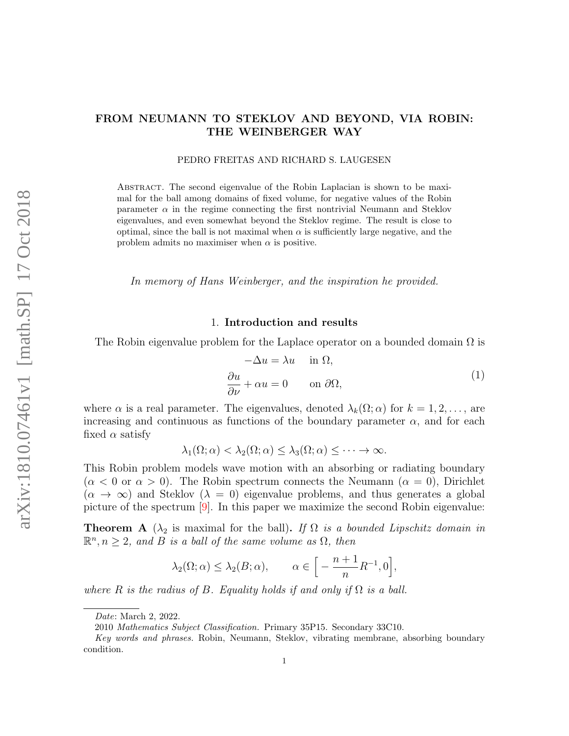# FROM NEUMANN TO STEKLOV AND BEYOND, VIA ROBIN: THE WEINBERGER WAY

PEDRO FREITAS AND RICHARD S. LAUGESEN

Abstract. The second eigenvalue of the Robin Laplacian is shown to be maximal for the ball among domains of fixed volume, for negative values of the Robin parameter $\alpha$ in the regime connecting the first nontrivial Neumann and Steklov eigenvalues, and even somewhat beyond the Steklov regime. The result is close to optimal, since the ball is not maximal when $\alpha$ is sufficiently large negative, and the problem admits no maximiser when $\alpha$ is positive.

*In memory of Hans Weinberger, and the inspiration he provided.*

## 1. Introduction and results

The Robin eigenvalue problem for the Laplace operator on a bounded domain $\Omega$ is

$$
\begin{aligned}
-\Delta u &= \lambda u \quad \text{in } \Omega, \\
\frac{\partial u}{\partial \nu} + \alpha u &= 0 \qquad \text{on } \partial\Omega,
\end{aligned}
\tag{1}
$$

where $\alpha$ is a real parameter. The eigenvalues, denoted $\lambda_k(\Omega;\alpha)$ for $k = 1, 2, \ldots$, are increasing and continuous as functions of the boundary parameter $\alpha$, and for each fixed $\alpha$ satisfy

$$
\lambda_1(\Omega;\alpha) < \lambda_2(\Omega;\alpha) \leq \lambda_3(\Omega;\alpha) \leq \cdots \to \infty.
$$

This Robin problem models wave motion with an absorbing or radiating boundary ($\alpha < 0$ or $\alpha > 0$). The Robin spectrum connects the Neumann ($\alpha = 0$), Dirichlet ($\alpha \to \infty$) and Steklov ($\lambda = 0$) eigenvalue problems, and thus generates a global picture of the spectrum [9]. In this paper we maximize the second Robin eigenvalue:

**Theorem A** ($\lambda_2$ is maximal for the ball)**.** *If $\Omega$ is a bounded Lipschitz domain in $\mathbb{R}^n, n \geq 2$, and $B$ is a ball of the same volume as $\Omega$, then*

$$
\lambda_2(\Omega;\alpha) \leq \lambda_2(B;\alpha), \qquad \alpha \in \Big[-\frac{n+1}{n}R^{-1}, 0\Big],
$$

*where $R$ is the radius of $B$. Equality holds if and only if $\Omega$ is a ball.*

*Date*: March 2, 2022.

2010 *Mathematics Subject Classification.* Primary 35P15. Secondary 33C10.

*Key words and phrases.* Robin, Neumann, Steklov, vibrating membrane, absorbing boundary condition.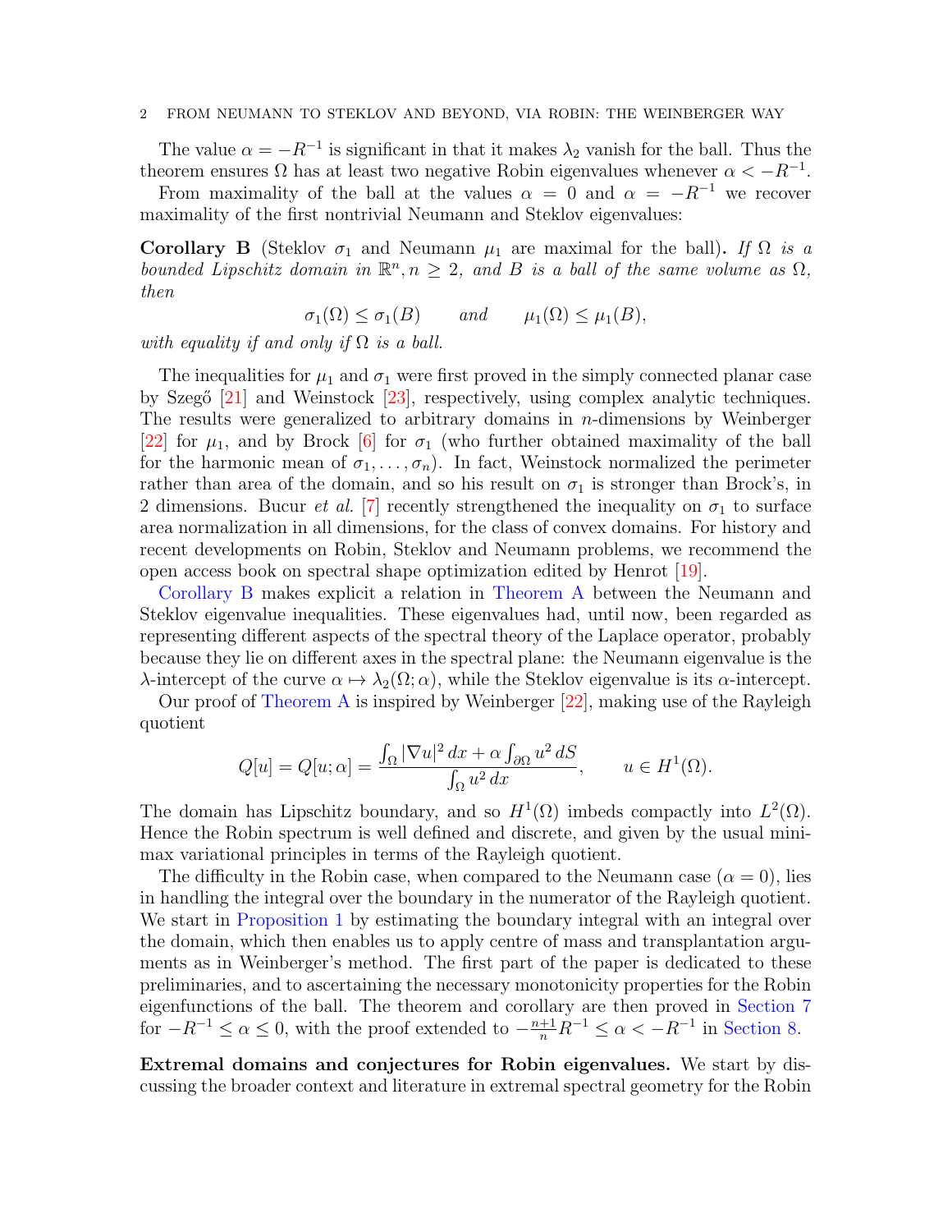The value $\alpha = -R^{-1}$ is significant in that it makes $\lambda_2$ vanish for the ball. Thus the theorem ensures $\Omega$ has at least two negative Robin eigenvalues whenever $\alpha < -R^{-1}$.

From maximality of the ball at the values $\alpha = 0$ and $\alpha = -R^{-1}$ we recover maximality of the first nontrivial Neumann and Steklov eigenvalues:

**Corollary B** (Steklov $\sigma_1$ and Neumann $\mu_1$ are maximal for the ball)**.** *If $\Omega$ is a bounded Lipschitz domain in $\mathbb{R}^n, n \geq 2$, and $B$ is a ball of the same volume as $\Omega$, then*

$$\sigma_1(\Omega) \leq \sigma_1(B) \qquad \textit{and} \qquad \mu_1(\Omega) \leq \mu_1(B),$$

*with equality if and only if $\Omega$ is a ball.*

The inequalities for $\mu_1$ and $\sigma_1$ were first proved in the simply connected planar case by Szegő [21] and Weinstock [23], respectively, using complex analytic techniques. The results were generalized to arbitrary domains in $n$-dimensions by Weinberger [22] for $\mu_1$, and by Brock [6] for $\sigma_1$ (who further obtained maximality of the ball for the harmonic mean of $\sigma_1, \ldots, \sigma_n$). In fact, Weinstock normalized the perimeter rather than area of the domain, and so his result on $\sigma_1$ is stronger than Brock's, in 2 dimensions. Bucur *et al.* [7] recently strengthened the inequality on $\sigma_1$ to surface area normalization in all dimensions, for the class of convex domains. For history and recent developments on Robin, Steklov and Neumann problems, we recommend the open access book on spectral shape optimization edited by Henrot [19].

Corollary B makes explicit a relation in Theorem A between the Neumann and Steklov eigenvalue inequalities. These eigenvalues had, until now, been regarded as representing different aspects of the spectral theory of the Laplace operator, probably because they lie on different axes in the spectral plane: the Neumann eigenvalue is the $\lambda$-intercept of the curve $\alpha \mapsto \lambda_2(\Omega; \alpha)$, while the Steklov eigenvalue is its $\alpha$-intercept.

Our proof of Theorem A is inspired by Weinberger [22], making use of the Rayleigh quotient

$$Q[u] = Q[u; \alpha] = \frac{\int_\Omega |\nabla u|^2 \, dx + \alpha \int_{\partial\Omega} u^2 \, dS}{\int_\Omega u^2 \, dx}, \qquad u \in H^1(\Omega).$$

The domain has Lipschitz boundary, and so $H^1(\Omega)$ imbeds compactly into $L^2(\Omega)$. Hence the Robin spectrum is well defined and discrete, and given by the usual minimax variational principles in terms of the Rayleigh quotient.

The difficulty in the Robin case, when compared to the Neumann case ($\alpha = 0$), lies in handling the integral over the boundary in the numerator of the Rayleigh quotient. We start in Proposition 1 by estimating the boundary integral with an integral over the domain, which then enables us to apply centre of mass and transplantation arguments as in Weinberger's method. The first part of the paper is dedicated to these preliminaries, and to ascertaining the necessary monotonicity properties for the Robin eigenfunctions of the ball. The theorem and corollary are then proved in Section 7 for $-R^{-1} \leq \alpha \leq 0$, with the proof extended to $-\frac{n+1}{n}R^{-1} \leq \alpha < -R^{-1}$ in Section 8.

**Extremal domains and conjectures for Robin eigenvalues.** We start by discussing the broader context and literature in extremal spectral geometry for the Robin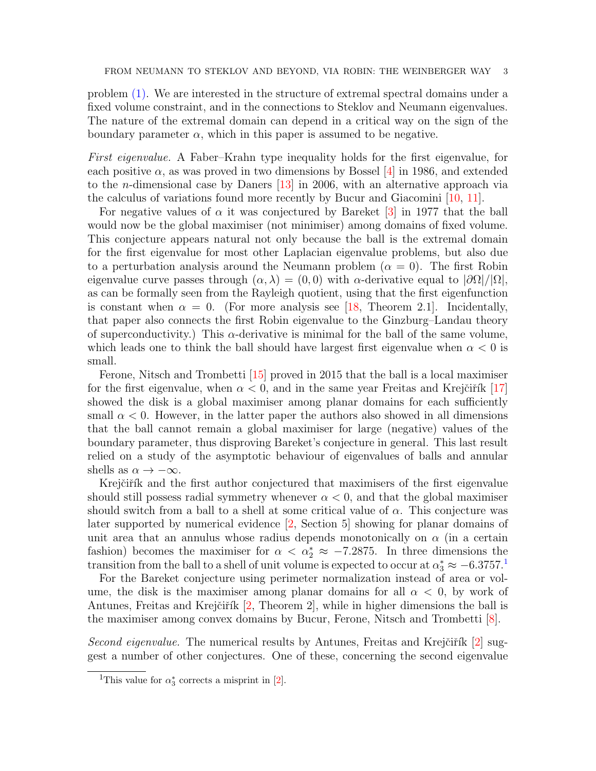problem (1). We are interested in the structure of extremal spectral domains under a fixed volume constraint, and in the connections to Steklov and Neumann eigenvalues. The nature of the extremal domain can depend in a critical way on the sign of the boundary parameter $\alpha$, which in this paper is assumed to be negative.

*First eigenvalue.* A Faber–Krahn type inequality holds for the first eigenvalue, for each positive $\alpha$, as was proved in two dimensions by Bossel [4] in 1986, and extended to the $n$-dimensional case by Daners [13] in 2006, with an alternative approach via the calculus of variations found more recently by Bucur and Giacomini [10, 11].

For negative values of $\alpha$ it was conjectured by Bareket [3] in 1977 that the ball would now be the global maximiser (not minimiser) among domains of fixed volume. This conjecture appears natural not only because the ball is the extremal domain for the first eigenvalue for most other Laplacian eigenvalue problems, but also due to a perturbation analysis around the Neumann problem ($\alpha = 0$). The first Robin eigenvalue curve passes through $(\alpha, \lambda) = (0, 0)$ with $\alpha$-derivative equal to $|\partial\Omega|/|\Omega|$, as can be formally seen from the Rayleigh quotient, using that the first eigenfunction is constant when $\alpha = 0$. (For more analysis see [18, Theorem 2.1]. Incidentally, that paper also connects the first Robin eigenvalue to the Ginzburg–Landau theory of superconductivity.) This $\alpha$-derivative is minimal for the ball of the same volume, which leads one to think the ball should have largest first eigenvalue when $\alpha < 0$ is small.

Ferone, Nitsch and Trombetti [15] proved in 2015 that the ball is a local maximiser for the first eigenvalue, when $\alpha < 0$, and in the same year Freitas and Krejčiřík [17] showed the disk is a global maximiser among planar domains for each sufficiently small $\alpha < 0$. However, in the latter paper the authors also showed in all dimensions that the ball cannot remain a global maximiser for large (negative) values of the boundary parameter, thus disproving Bareket's conjecture in general. This last result relied on a study of the asymptotic behaviour of eigenvalues of balls and annular shells as $\alpha \to -\infty$.

Krejčiřík and the first author conjectured that maximisers of the first eigenvalue should still possess radial symmetry whenever $\alpha < 0$, and that the global maximiser should switch from a ball to a shell at some critical value of $\alpha$. This conjecture was later supported by numerical evidence [2, Section 5] showing for planar domains of unit area that an annulus whose radius depends monotonically on $\alpha$ (in a certain fashion) becomes the maximiser for $\alpha < \alpha_2^* \approx -7.2875$. In three dimensions the transition from the ball to a shell of unit volume is expected to occur at $\alpha_3^* \approx -6.3757$.[1]

For the Bareket conjecture using perimeter normalization instead of area or volume, the disk is the maximiser among planar domains for all $\alpha < 0$, by work of Antunes, Freitas and Krejčiřík [2, Theorem 2], while in higher dimensions the ball is the maximiser among convex domains by Bucur, Ferone, Nitsch and Trombetti [8].

*Second eigenvalue.* The numerical results by Antunes, Freitas and Krejčiřík [2] suggest a number of other conjectures. One of these, concerning the second eigenvalue

[1] This value for $\alpha_3^*$ corrects a misprint in [2].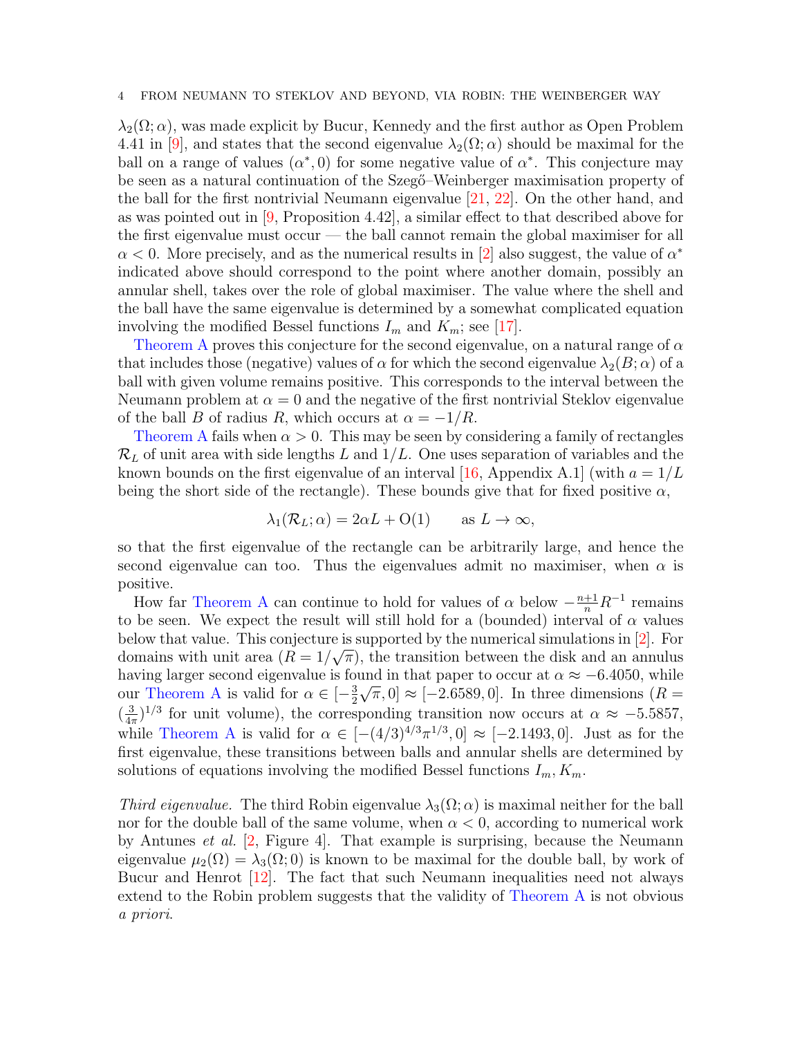$\lambda_2(\Omega;\alpha)$, was made explicit by Bucur, Kennedy and the first author as Open Problem 4.41 in [9], and states that the second eigenvalue $\lambda_2(\Omega;\alpha)$ should be maximal for the ball on a range of values $(\alpha^*, 0)$ for some negative value of $\alpha^*$. This conjecture may be seen as a natural continuation of the Szegő–Weinberger maximisation property of the ball for the first nontrivial Neumann eigenvalue [21, 22]. On the other hand, and as was pointed out in [9, Proposition 4.42], a similar effect to that described above for the first eigenvalue must occur — the ball cannot remain the global maximiser for all $\alpha < 0$. More precisely, and as the numerical results in [2] also suggest, the value of $\alpha^*$ indicated above should correspond to the point where another domain, possibly an annular shell, takes over the role of global maximiser. The value where the shell and the ball have the same eigenvalue is determined by a somewhat complicated equation involving the modified Bessel functions $I_m$ and $K_m$; see [17].

Theorem A proves this conjecture for the second eigenvalue, on a natural range of $\alpha$ that includes those (negative) values of $\alpha$ for which the second eigenvalue $\lambda_2(B;\alpha)$ of a ball with given volume remains positive. This corresponds to the interval between the Neumann problem at $\alpha = 0$ and the negative of the first nontrivial Steklov eigenvalue of the ball $B$ of radius $R$, which occurs at $\alpha = -1/R$.

Theorem A fails when $\alpha > 0$. This may be seen by considering a family of rectangles $\mathcal{R}_L$ of unit area with side lengths $L$ and $1/L$. One uses separation of variables and the known bounds on the first eigenvalue of an interval [16, Appendix A.1] (with $a = 1/L$ being the short side of the rectangle). These bounds give that for fixed positive $\alpha$,

$$\lambda_1(\mathcal{R}_L;\alpha) = 2\alpha L + \mathrm{O}(1) \qquad \text{as } L \to \infty,$$

so that the first eigenvalue of the rectangle can be arbitrarily large, and hence the second eigenvalue can too. Thus the eigenvalues admit no maximiser, when $\alpha$ is positive.

How far Theorem A can continue to hold for values of $\alpha$ below $-\frac{n+1}{n}R^{-1}$ remains to be seen. We expect the result will still hold for a (bounded) interval of $\alpha$ values below that value. This conjecture is supported by the numerical simulations in [2]. For domains with unit area ($R = 1/\sqrt{\pi}$), the transition between the disk and an annulus having larger second eigenvalue is found in that paper to occur at $\alpha \approx -6.4050$, while our Theorem A is valid for $\alpha \in [-\frac{3}{2}\sqrt{\pi}, 0] \approx [-2.6589, 0]$. In three dimensions ($R = (\frac{3}{4\pi})^{1/3}$ for unit volume), the corresponding transition now occurs at $\alpha \approx -5.5857$, while Theorem A is valid for $\alpha \in [-(4/3)^{4/3}\pi^{1/3}, 0] \approx [-2.1493, 0]$. Just as for the first eigenvalue, these transitions between balls and annular shells are determined by solutions of equations involving the modified Bessel functions $I_m, K_m$.

*Third eigenvalue.* The third Robin eigenvalue $\lambda_3(\Omega;\alpha)$ is maximal neither for the ball nor for the double ball of the same volume, when $\alpha < 0$, according to numerical work by Antunes *et al.* [2, Figure 4]. That example is surprising, because the Neumann eigenvalue $\mu_2(\Omega) = \lambda_3(\Omega;0)$ is known to be maximal for the double ball, by work of Bucur and Henrot [12]. The fact that such Neumann inequalities need not always extend to the Robin problem suggests that the validity of Theorem A is not obvious *a priori*.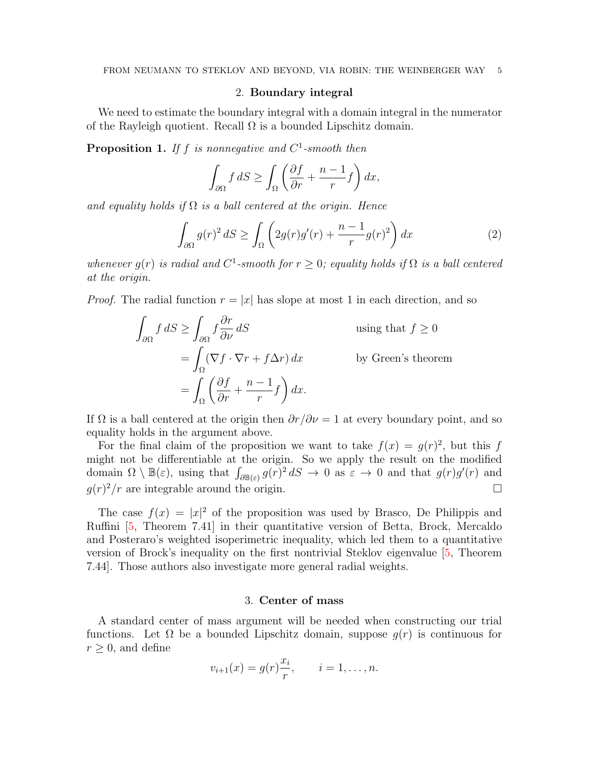## 2. **Boundary integral**

We need to estimate the boundary integral with a domain integral in the numerator of the Rayleigh quotient. Recall $\Omega$ is a bounded Lipschitz domain.

**Proposition 1.** *If $f$ is nonnegative and $C^1$-smooth then*

$$\int_{\partial\Omega} f \, dS \geq \int_{\Omega} \left( \frac{\partial f}{\partial r} + \frac{n-1}{r} f \right) dx,$$

*and equality holds if $\Omega$ is a ball centered at the origin. Hence*

$$\int_{\partial\Omega} g(r)^2 \, dS \geq \int_{\Omega} \left( 2g(r)g'(r) + \frac{n-1}{r} g(r)^2 \right) dx \tag{2}$$

*whenever $g(r)$ is radial and $C^1$-smooth for $r \geq 0$; equality holds if $\Omega$ is a ball centered at the origin.*

*Proof.* The radial function $r = |x|$ has slope at most 1 in each direction, and so

$$\begin{aligned}
\int_{\partial\Omega} f \, dS &\geq \int_{\partial\Omega} f \frac{\partial r}{\partial \nu} \, dS && \text{using that } f \geq 0 \\
&= \int_{\Omega} (\nabla f \cdot \nabla r + f \Delta r) \, dx && \text{by Green's theorem} \\
&= \int_{\Omega} \left( \frac{\partial f}{\partial r} + \frac{n-1}{r} f \right) dx.
\end{aligned}$$

If $\Omega$ is a ball centered at the origin then $\partial r / \partial \nu = 1$ at every boundary point, and so equality holds in the argument above.

For the final claim of the proposition we want to take $f(x) = g(r)^2$, but this $f$ might not be differentiable at the origin. So we apply the result on the modified domain $\Omega \setminus \mathbb{B}(\varepsilon)$, using that $\int_{\partial \mathbb{B}(\varepsilon)} g(r)^2 \, dS \to 0$ as $\varepsilon \to 0$ and that $g(r)g'(r)$ and $g(r)^2/r$ are integrable around the origin. ∎

The case $f(x) = |x|^2$ of the proposition was used by Brasco, De Philippis and Ruffini [5, Theorem 7.41] in their quantitative version of Betta, Brock, Mercaldo and Posteraro's weighted isoperimetric inequality, which led them to a quantitative version of Brock's inequality on the first nontrivial Steklov eigenvalue [5, Theorem 7.44]. Those authors also investigate more general radial weights.

## 3. **Center of mass**

A standard center of mass argument will be needed when constructing our trial functions. Let $\Omega$ be a bounded Lipschitz domain, suppose $g(r)$ is continuous for $r \geq 0$, and define

$$v_{i+1}(x) = g(r) \frac{x_i}{r}, \qquad i = 1, \ldots, n.$$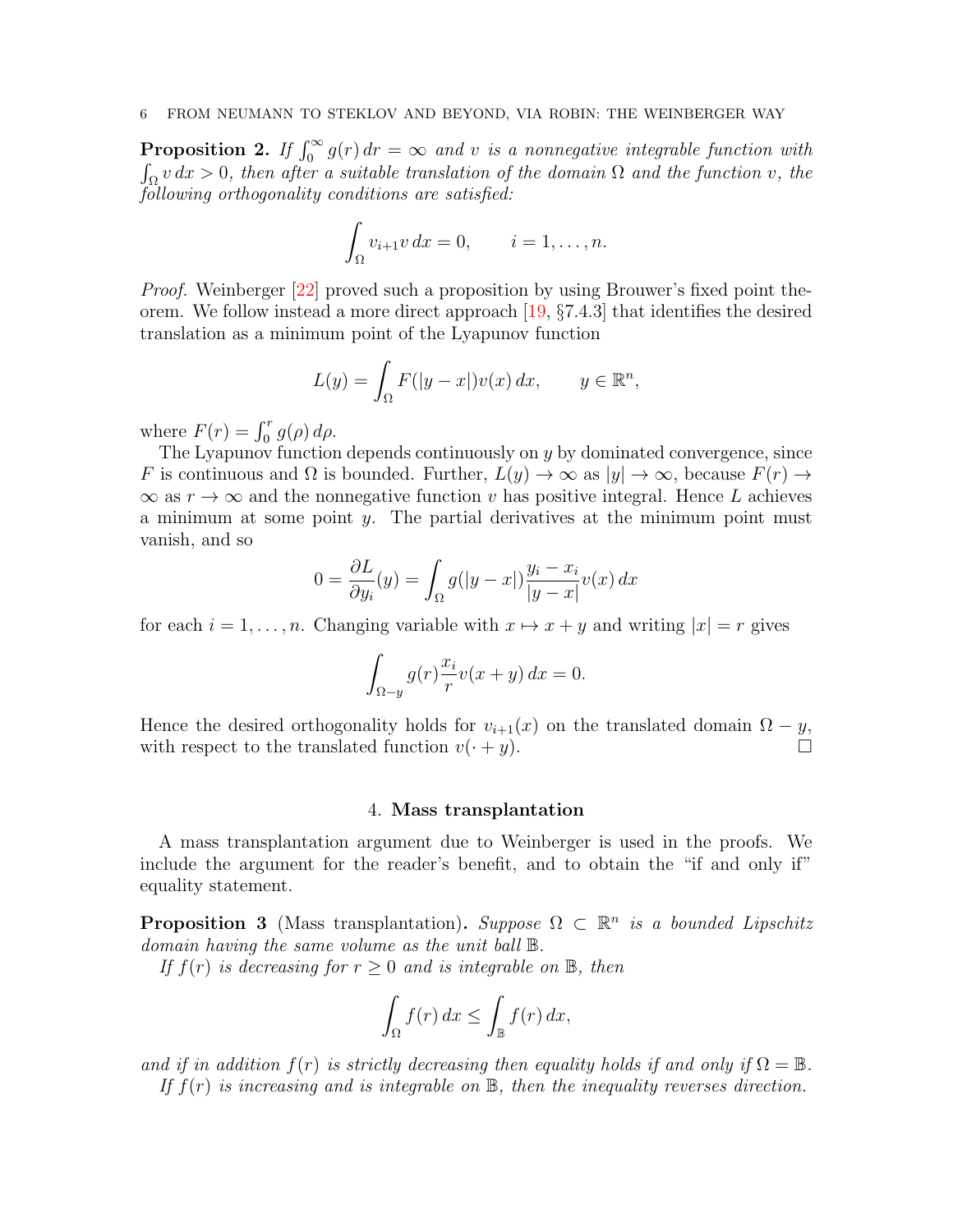**Proposition 2.** *If $\int_0^\infty g(r)\,dr = \infty$ and $v$ is a nonnegative integrable function with $\int_\Omega v\,dx > 0$, then after a suitable translation of the domain $\Omega$ and the function $v$, the following orthogonality conditions are satisfied:*

$$\int_\Omega v_{i+1} v\,dx = 0, \qquad i = 1, \ldots, n.$$

*Proof.* Weinberger [22] proved such a proposition by using Brouwer's fixed point theorem. We follow instead a more direct approach [19, §7.4.3] that identifies the desired translation as a minimum point of the Lyapunov function

$$L(y) = \int_\Omega F(|y - x|) v(x)\,dx, \qquad y \in \mathbb{R}^n,$$

where $F(r) = \int_0^r g(\rho)\,d\rho$.

The Lyapunov function depends continuously on $y$ by dominated convergence, since $F$ is continuous and $\Omega$ is bounded. Further, $L(y) \to \infty$ as $|y| \to \infty$, because $F(r) \to \infty$ as $r \to \infty$ and the nonnegative function $v$ has positive integral. Hence $L$ achieves a minimum at some point $y$. The partial derivatives at the minimum point must vanish, and so

$$0 = \frac{\partial L}{\partial y_i}(y) = \int_\Omega g(|y - x|) \frac{y_i - x_i}{|y - x|} v(x)\,dx$$

for each $i = 1, \ldots, n$. Changing variable with $x \mapsto x + y$ and writing $|x| = r$ gives

$$\int_{\Omega - y} g(r) \frac{x_i}{r} v(x + y)\,dx = 0.$$

Hence the desired orthogonality holds for $v_{i+1}(x)$ on the translated domain $\Omega - y$, with respect to the translated function $v(\cdot + y)$. $\square$

## 4. Mass transplantation

A mass transplantation argument due to Weinberger is used in the proofs. We include the argument for the reader's benefit, and to obtain the "if and only if" equality statement.

**Proposition 3** (Mass transplantation)**.** *Suppose $\Omega \subset \mathbb{R}^n$ is a bounded Lipschitz domain having the same volume as the unit ball $\mathbb{B}$.*

*If $f(r)$ is decreasing for $r \geq 0$ and is integrable on $\mathbb{B}$, then*

$$\int_\Omega f(r)\,dx \leq \int_{\mathbb{B}} f(r)\,dx,$$

*and if in addition $f(r)$ is strictly decreasing then equality holds if and only if $\Omega = \mathbb{B}$.*

*If $f(r)$ is increasing and is integrable on $\mathbb{B}$, then the inequality reverses direction.*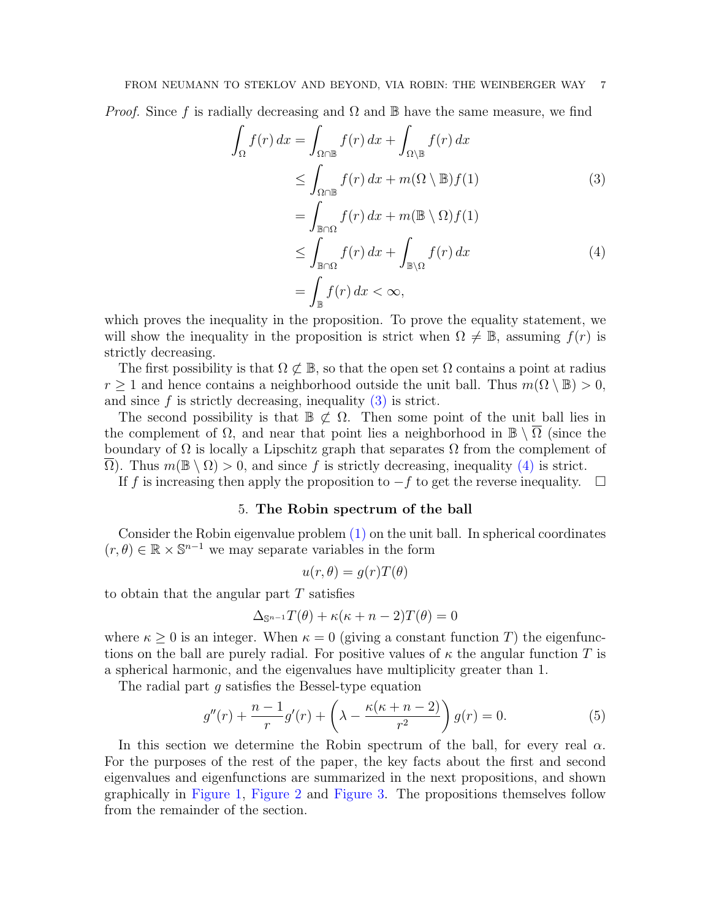*Proof.* Since $f$ is radially decreasing and $\Omega$ and $\mathbb{B}$ have the same measure, we find

$$
\begin{aligned}
\int_\Omega f(r)\,dx &= \int_{\Omega\cap\mathbb{B}} f(r)\,dx + \int_{\Omega\setminus\mathbb{B}} f(r)\,dx \\
&\le \int_{\Omega\cap\mathbb{B}} f(r)\,dx + m(\Omega\setminus\mathbb{B})f(1) \qquad (3)\\
&= \int_{\mathbb{B}\cap\Omega} f(r)\,dx + m(\mathbb{B}\setminus\Omega)f(1) \\
&\le \int_{\mathbb{B}\cap\Omega} f(r)\,dx + \int_{\mathbb{B}\setminus\Omega} f(r)\,dx \qquad (4)\\
&= \int_{\mathbb{B}} f(r)\,dx < \infty,
\end{aligned}
$$

which proves the inequality in the proposition. To prove the equality statement, we will show the inequality in the proposition is strict when $\Omega \neq \mathbb{B}$, assuming $f(r)$ is strictly decreasing.

The first possibility is that $\Omega \not\subset \mathbb{B}$, so that the open set $\Omega$ contains a point at radius $r \ge 1$ and hence contains a neighborhood outside the unit ball. Thus $m(\Omega\setminus\mathbb{B}) > 0$, and since $f$ is strictly decreasing, inequality (3) is strict.

The second possibility is that $\mathbb{B} \not\subset \Omega$. Then some point of the unit ball lies in the complement of $\Omega$, and near that point lies a neighborhood in $\mathbb{B}\setminus\overline{\Omega}$ (since the boundary of $\Omega$ is locally a Lipschitz graph that separates $\Omega$ from the complement of $\overline{\Omega}$). Thus $m(\mathbb{B}\setminus\Omega) > 0$, and since $f$ is strictly decreasing, inequality (4) is strict.

If $f$ is increasing then apply the proposition to $-f$ to get the reverse inequality. $\square$

## 5. The Robin spectrum of the ball

Consider the Robin eigenvalue problem (1) on the unit ball. In spherical coordinates $(r,\theta) \in \mathbb{R}\times\mathbb{S}^{n-1}$ we may separate variables in the form

$$u(r,\theta) = g(r)T(\theta)$$

to obtain that the angular part $T$ satisfies

$$\Delta_{\mathbb{S}^{n-1}} T(\theta) + \kappa(\kappa+n-2)T(\theta) = 0$$

where $\kappa \ge 0$ is an integer. When $\kappa = 0$ (giving a constant function $T$) the eigenfunctions on the ball are purely radial. For positive values of $\kappa$ the angular function $T$ is a spherical harmonic, and the eigenvalues have multiplicity greater than 1.

The radial part $g$ satisfies the Bessel-type equation

$$g''(r) + \frac{n-1}{r}g'(r) + \left(\lambda - \frac{\kappa(\kappa+n-2)}{r^2}\right)g(r) = 0. \qquad (5)$$

In this section we determine the Robin spectrum of the ball, for every real $\alpha$. For the purposes of the rest of the paper, the key facts about the first and second eigenvalues and eigenfunctions are summarized in the next propositions, and shown graphically in Figure 1, Figure 2 and Figure 3. The propositions themselves follow from the remainder of the section.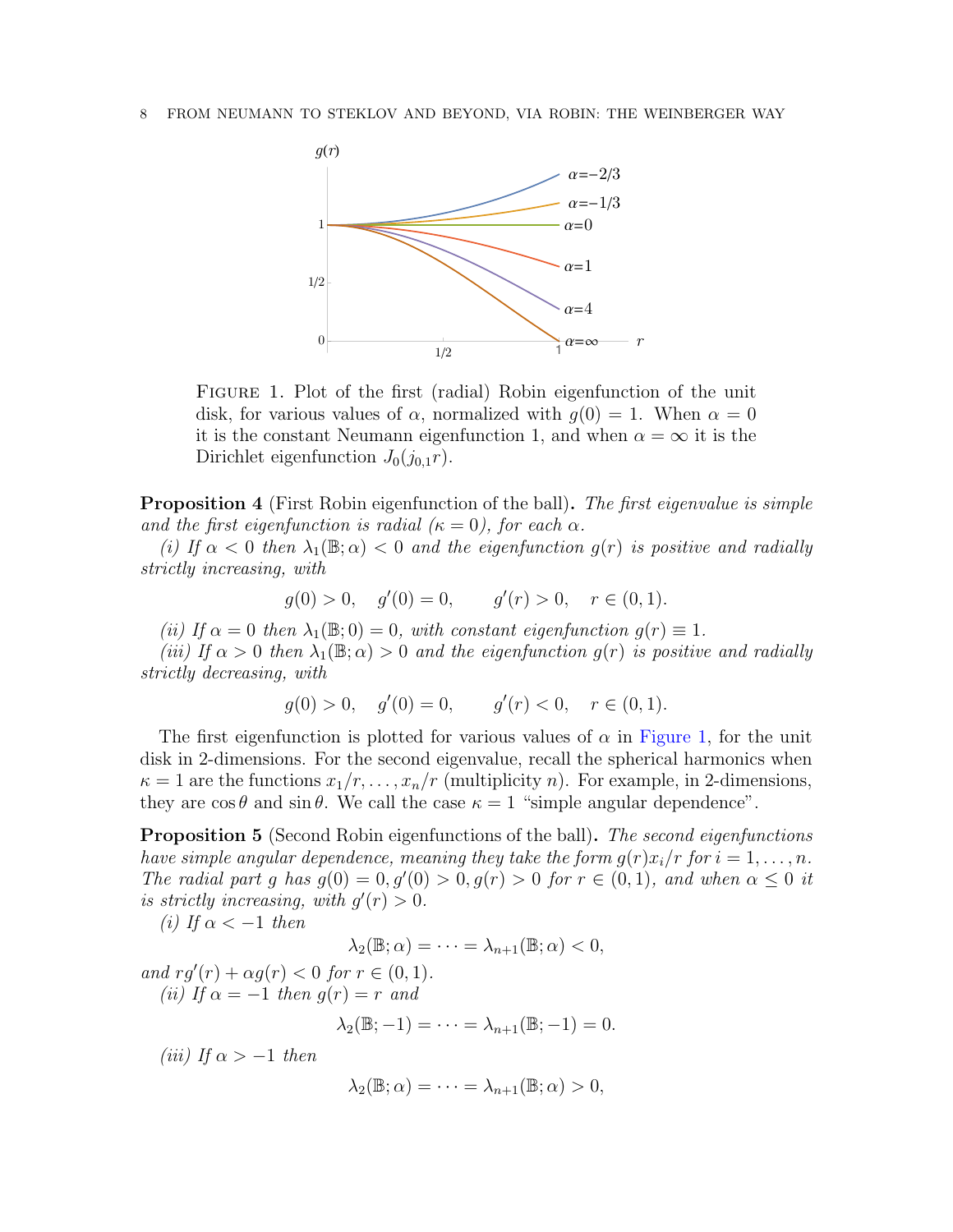FIGURE 1. Plot of the first (radial) Robin eigenfunction of the unit disk, for various values of $\alpha$, normalized with $g(0) = 1$. When $\alpha = 0$ it is the constant Neumann eigenfunction 1, and when $\alpha = \infty$ it is the Dirichlet eigenfunction $J_0(j_{0,1}r)$.

**Proposition 4** (First Robin eigenfunction of the ball)**.** *The first eigenvalue is simple and the first eigenfunction is radial ($\kappa = 0$), for each $\alpha$.*

*(i) If $\alpha < 0$ then $\lambda_1(\mathbb{B}; \alpha) < 0$ and the eigenfunction $g(r)$ is positive and radially strictly increasing, with*

$$g(0) > 0, \quad g'(0) = 0, \qquad g'(r) > 0, \quad r \in (0, 1).$$

*(ii) If $\alpha = 0$ then $\lambda_1(\mathbb{B}; 0) = 0$, with constant eigenfunction $g(r) \equiv 1$.*

*(iii) If $\alpha > 0$ then $\lambda_1(\mathbb{B}; \alpha) > 0$ and the eigenfunction $g(r)$ is positive and radially strictly decreasing, with*

$$g(0) > 0, \quad g'(0) = 0, \qquad g'(r) < 0, \quad r \in (0, 1).$$

The first eigenfunction is plotted for various values of $\alpha$ in Figure 1, for the unit disk in 2-dimensions. For the second eigenvalue, recall the spherical harmonics when $\kappa = 1$ are the functions $x_1/r, \ldots, x_n/r$ (multiplicity $n$). For example, in 2-dimensions, they are $\cos\theta$ and $\sin\theta$. We call the case $\kappa = 1$ "simple angular dependence".

**Proposition 5** (Second Robin eigenfunctions of the ball)**.** *The second eigenfunctions have simple angular dependence, meaning they take the form $g(r)x_i/r$ for $i = 1, \ldots, n$. The radial part $g$ has $g(0) = 0, g'(0) > 0, g(r) > 0$ for $r \in (0, 1)$, and when $\alpha \le 0$ it is strictly increasing, with $g'(r) > 0$.*

*(i) If $\alpha < -1$ then*

$$\lambda_2(\mathbb{B}; \alpha) = \cdots = \lambda_{n+1}(\mathbb{B}; \alpha) < 0,$$

*and $rg'(r) + \alpha g(r) < 0$ for $r \in (0, 1)$.*

*(ii) If $\alpha = -1$ then $g(r) = r$ and*

$$\lambda_2(\mathbb{B}; -1) = \cdots = \lambda_{n+1}(\mathbb{B}; -1) = 0.$$

*(iii) If $\alpha > -1$ then*

$$\lambda_2(\mathbb{B}; \alpha) = \cdots = \lambda_{n+1}(\mathbb{B}; \alpha) > 0,$$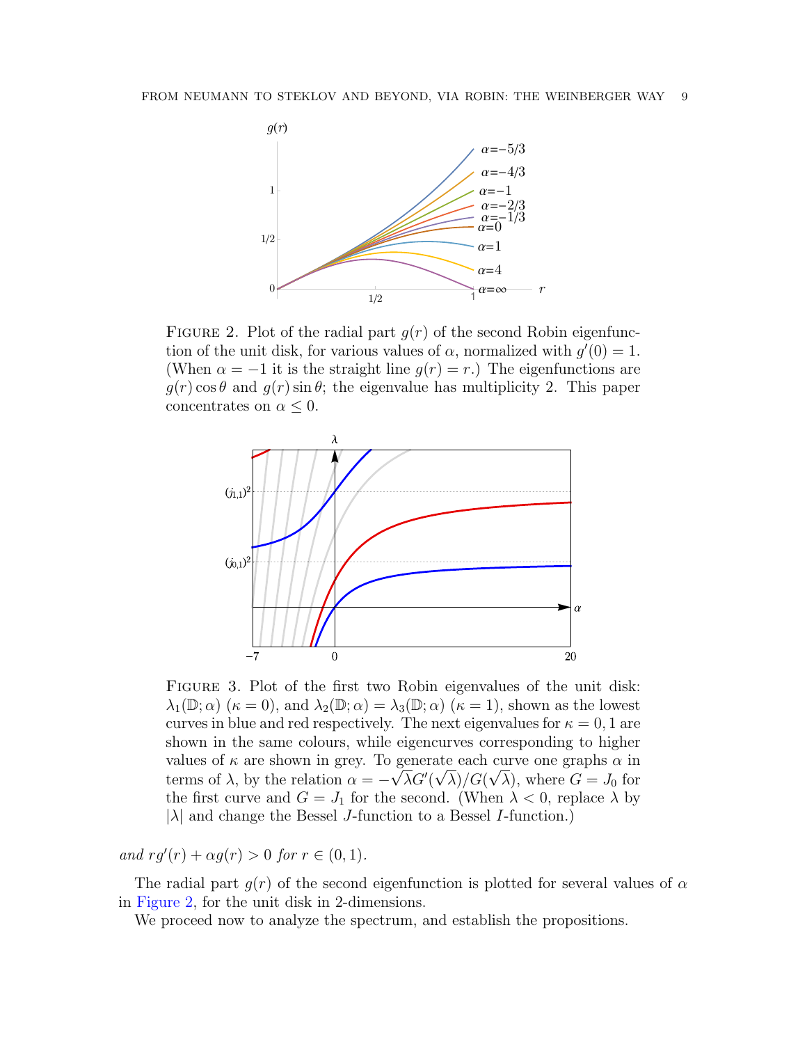FIGURE 2. Plot of the radial part $g(r)$ of the second Robin eigenfunction of the unit disk, for various values of $\alpha$, normalized with $g'(0) = 1$. (When $\alpha = -1$ it is the straight line $g(r) = r$.) The eigenfunctions are $g(r)\cos\theta$ and $g(r)\sin\theta$; the eigenvalue has multiplicity 2. This paper concentrates on $\alpha \leq 0$.

FIGURE 3. Plot of the first two Robin eigenvalues of the unit disk: $\lambda_1(\mathbb{D};\alpha)$ ($\kappa = 0$), and $\lambda_2(\mathbb{D};\alpha) = \lambda_3(\mathbb{D};\alpha)$ ($\kappa = 1$), shown as the lowest curves in blue and red respectively. The next eigenvalues for $\kappa = 0, 1$ are shown in the same colours, while eigencurves corresponding to higher values of $\kappa$ are shown in grey. To generate each curve one graphs $\alpha$ in terms of $\lambda$, by the relation $\alpha = -\sqrt{\lambda}G'(\sqrt{\lambda})/G(\sqrt{\lambda})$, where $G = J_0$ for the first curve and $G = J_1$ for the second. (When $\lambda < 0$, replace $\lambda$ by $|\lambda|$ and change the Bessel $J$-function to a Bessel $I$-function.)

*and* $rg'(r) + \alpha g(r) > 0$ *for* $r \in (0, 1)$.

The radial part $g(r)$ of the second eigenfunction is plotted for several values of $\alpha$ in Figure 2, for the unit disk in 2-dimensions.

We proceed now to analyze the spectrum, and establish the propositions.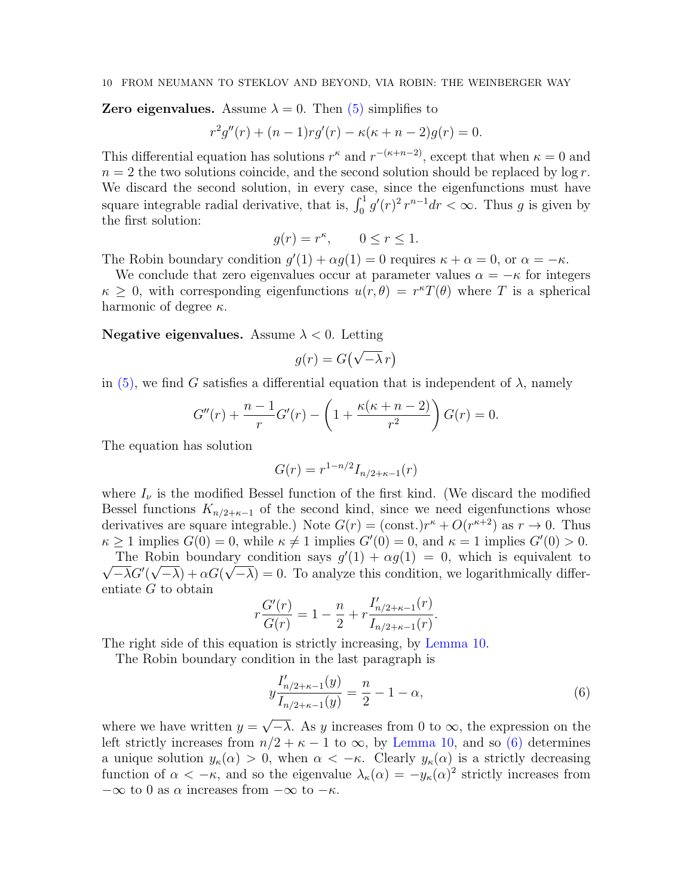**Zero eigenvalues.** Assume $\lambda = 0$. Then (5) simplifies to

$$r^2 g''(r) + (n-1) r g'(r) - \kappa(\kappa + n - 2) g(r) = 0.$$

This differential equation has solutions $r^\kappa$ and $r^{-(\kappa+n-2)}$, except that when $\kappa = 0$ and $n = 2$ the two solutions coincide, and the second solution should be replaced by $\log r$. We discard the second solution, in every case, since the eigenfunctions must have square integrable radial derivative, that is, $\int_0^1 g'(r)^2 \, r^{n-1} dr < \infty$. Thus $g$ is given by the first solution:

$$g(r) = r^\kappa, \qquad 0 \leq r \leq 1.$$

The Robin boundary condition $g'(1) + \alpha g(1) = 0$ requires $\kappa + \alpha = 0$, or $\alpha = -\kappa$.

We conclude that zero eigenvalues occur at parameter values $\alpha = -\kappa$ for integers $\kappa \geq 0$, with corresponding eigenfunctions $u(r, \theta) = r^\kappa T(\theta)$ where $T$ is a spherical harmonic of degree $\kappa$.

**Negative eigenvalues.** Assume $\lambda < 0$. Letting

$$g(r) = G\big(\sqrt{-\lambda}\, r\big)$$

in (5), we find $G$ satisfies a differential equation that is independent of $\lambda$, namely

$$G''(r) + \frac{n-1}{r} G'(r) - \left(1 + \frac{\kappa(\kappa+n-2)}{r^2}\right) G(r) = 0.$$

The equation has solution

$$G(r) = r^{1-n/2} I_{n/2+\kappa-1}(r)$$

where $I_\nu$ is the modified Bessel function of the first kind. (We discard the modified Bessel functions $K_{n/2+\kappa-1}$ of the second kind, since we need eigenfunctions whose derivatives are square integrable.) Note $G(r) = (\text{const.}) r^\kappa + O(r^{\kappa+2})$ as $r \to 0$. Thus $\kappa \geq 1$ implies $G(0) = 0$, while $\kappa \neq 1$ implies $G'(0) = 0$, and $\kappa = 1$ implies $G'(0) > 0$.

The Robin boundary condition says $g'(1) + \alpha g(1) = 0$, which is equivalent to $\sqrt{-\lambda} G'(\sqrt{-\lambda}) + \alpha G(\sqrt{-\lambda}) = 0$. To analyze this condition, we logarithmically differentiate $G$ to obtain

$$r \frac{G'(r)}{G(r)} = 1 - \frac{n}{2} + r \frac{I'_{n/2+\kappa-1}(r)}{I_{n/2+\kappa-1}(r)}.$$

The right side of this equation is strictly increasing, by Lemma 10.

The Robin boundary condition in the last paragraph is

$$y \frac{I'_{n/2+\kappa-1}(y)}{I_{n/2+\kappa-1}(y)} = \frac{n}{2} - 1 - \alpha, \tag{6}$$

where we have written $y = \sqrt{-\lambda}$. As $y$ increases from 0 to $\infty$, the expression on the left strictly increases from $n/2 + \kappa - 1$ to $\infty$, by Lemma 10, and so (6) determines a unique solution $y_\kappa(\alpha) > 0$, when $\alpha < -\kappa$. Clearly $y_\kappa(\alpha)$ is a strictly decreasing function of $\alpha < -\kappa$, and so the eigenvalue $\lambda_\kappa(\alpha) = -y_\kappa(\alpha)^2$ strictly increases from $-\infty$ to 0 as $\alpha$ increases from $-\infty$ to $-\kappa$.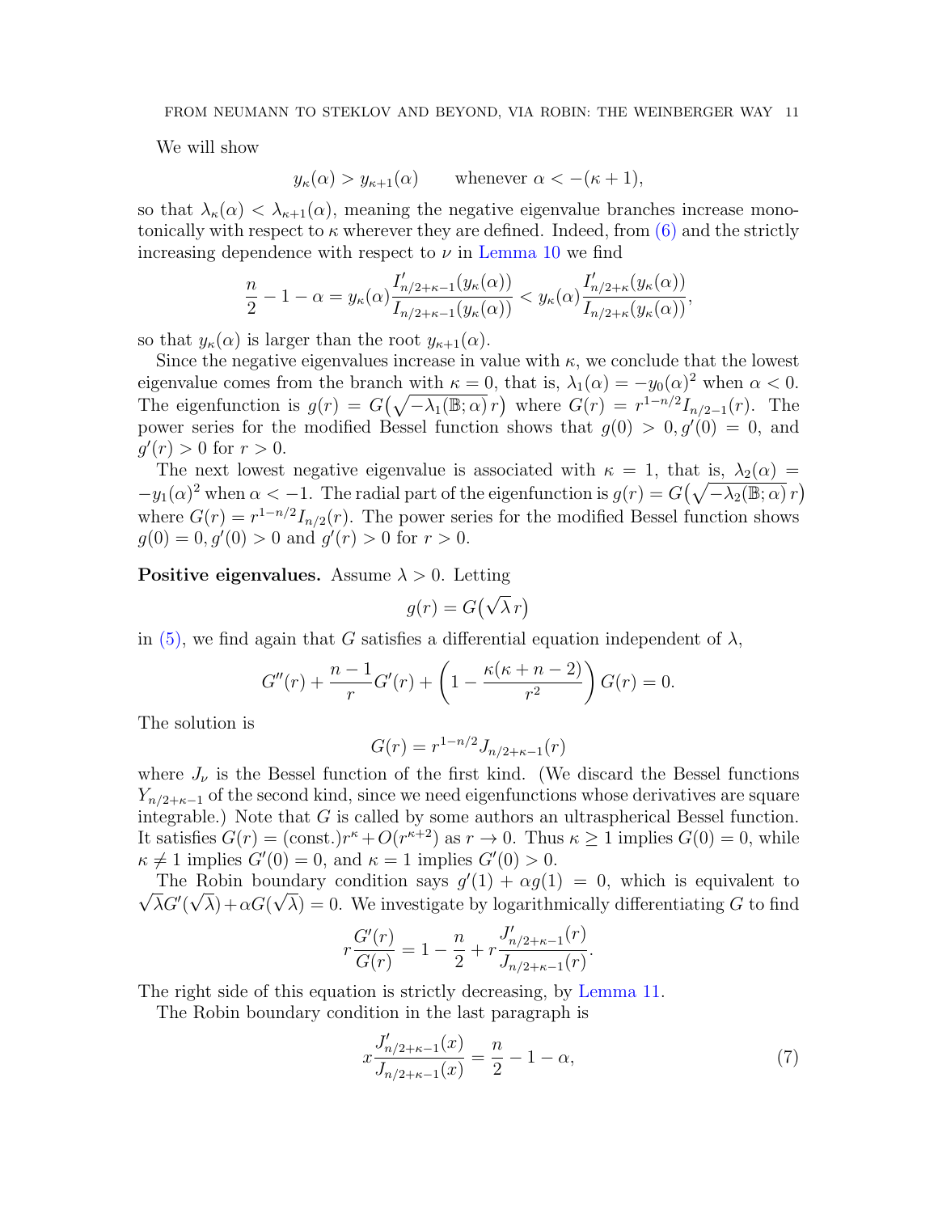We will show

$$y_\kappa(\alpha) > y_{\kappa+1}(\alpha) \qquad \text{whenever } \alpha < -(\kappa+1),$$

so that $\lambda_\kappa(\alpha) < \lambda_{\kappa+1}(\alpha)$, meaning the negative eigenvalue branches increase monotonically with respect to $\kappa$ wherever they are defined. Indeed, from (6) and the strictly increasing dependence with respect to $\nu$ in Lemma 10 we find

$$\frac{n}{2} - 1 - \alpha = y_\kappa(\alpha) \frac{I'_{n/2+\kappa-1}(y_\kappa(\alpha))}{I_{n/2+\kappa-1}(y_\kappa(\alpha))} < y_\kappa(\alpha) \frac{I'_{n/2+\kappa}(y_\kappa(\alpha))}{I_{n/2+\kappa}(y_\kappa(\alpha))},$$

so that $y_\kappa(\alpha)$ is larger than the root $y_{\kappa+1}(\alpha)$.

Since the negative eigenvalues increase in value with $\kappa$, we conclude that the lowest eigenvalue comes from the branch with $\kappa = 0$, that is, $\lambda_1(\alpha) = -y_0(\alpha)^2$ when $\alpha < 0$. The eigenfunction is $g(r) = G\big(\sqrt{-\lambda_1(\mathbb{B};\alpha)}\, r\big)$ where $G(r) = r^{1-n/2} I_{n/2-1}(r)$. The power series for the modified Bessel function shows that $g(0) > 0, g'(0) = 0$, and $g'(r) > 0$ for $r > 0$.

The next lowest negative eigenvalue is associated with $\kappa = 1$, that is, $\lambda_2(\alpha) = -y_1(\alpha)^2$ when $\alpha < -1$. The radial part of the eigenfunction is $g(r) = G\big(\sqrt{-\lambda_2(\mathbb{B};\alpha)}\, r\big)$ where $G(r) = r^{1-n/2} I_{n/2}(r)$. The power series for the modified Bessel function shows $g(0) = 0, g'(0) > 0$ and $g'(r) > 0$ for $r > 0$.

**Positive eigenvalues.** Assume $\lambda > 0$. Letting

$$g(r) = G\big(\sqrt{\lambda}\, r\big)$$

in (5), we find again that $G$ satisfies a differential equation independent of $\lambda$,

$$G''(r) + \frac{n-1}{r} G'(r) + \left(1 - \frac{\kappa(\kappa+n-2)}{r^2}\right) G(r) = 0.$$

The solution is

$$G(r) = r^{1-n/2} J_{n/2+\kappa-1}(r)$$

where $J_\nu$ is the Bessel function of the first kind. (We discard the Bessel functions $Y_{n/2+\kappa-1}$ of the second kind, since we need eigenfunctions whose derivatives are square integrable.) Note that $G$ is called by some authors an ultraspherical Bessel function. It satisfies $G(r) = (\text{const.}) r^\kappa + O(r^{\kappa+2})$ as $r \to 0$. Thus $\kappa \geq 1$ implies $G(0) = 0$, while $\kappa \neq 1$ implies $G'(0) = 0$, and $\kappa = 1$ implies $G'(0) > 0$.

The Robin boundary condition says $g'(1) + \alpha g(1) = 0$, which is equivalent to $\sqrt{\lambda} G'(\sqrt{\lambda}) + \alpha G(\sqrt{\lambda}) = 0$. We investigate by logarithmically differentiating $G$ to find

$$r \frac{G'(r)}{G(r)} = 1 - \frac{n}{2} + r \frac{J'_{n/2+\kappa-1}(r)}{J_{n/2+\kappa-1}(r)}.$$

The right side of this equation is strictly decreasing, by Lemma 11.

The Robin boundary condition in the last paragraph is

$$x \frac{J'_{n/2+\kappa-1}(x)}{J_{n/2+\kappa-1}(x)} = \frac{n}{2} - 1 - \alpha, \tag{7}$$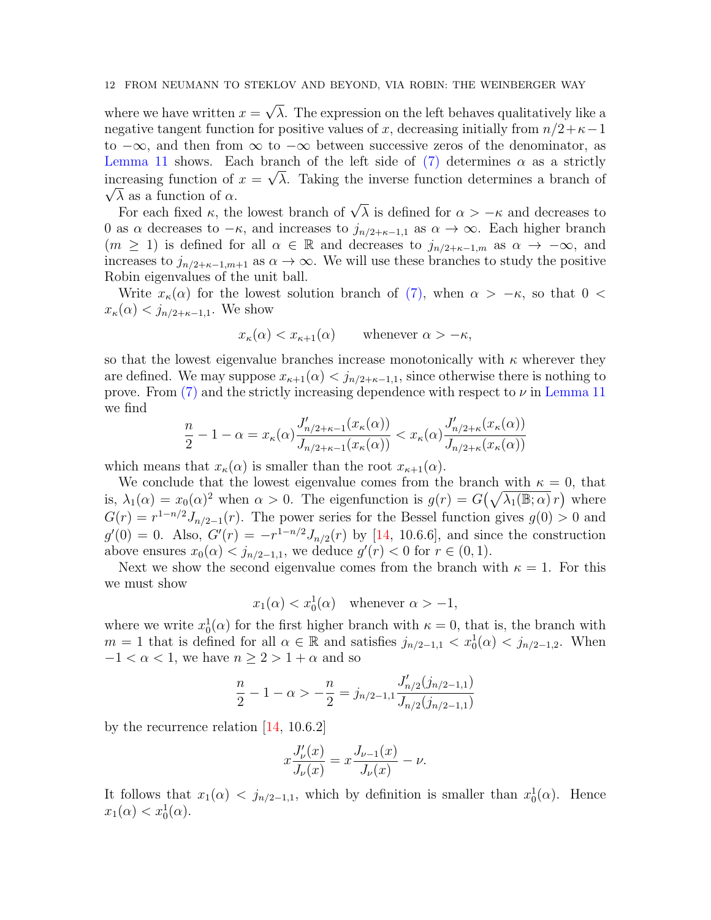where we have written $x = \sqrt{\lambda}$. The expression on the left behaves qualitatively like a negative tangent function for positive values of $x$, decreasing initially from $n/2+\kappa-1$ to $-\infty$, and then from $\infty$ to $-\infty$ between successive zeros of the denominator, as Lemma 11 shows. Each branch of the left side of (7) determines $\alpha$ as a strictly increasing function of $x = \sqrt{\lambda}$. Taking the inverse function determines a branch of $\sqrt{\lambda}$ as a function of $\alpha$.

For each fixed $\kappa$, the lowest branch of $\sqrt{\lambda}$ is defined for $\alpha > -\kappa$ and decreases to 0 as $\alpha$ decreases to $-\kappa$, and increases to $j_{n/2+\kappa-1,1}$ as $\alpha \to \infty$. Each higher branch ($m \geq 1$) is defined for all $\alpha \in \mathbb{R}$ and decreases to $j_{n/2+\kappa-1,m}$ as $\alpha \to -\infty$, and increases to $j_{n/2+\kappa-1,m+1}$ as $\alpha \to \infty$. We will use these branches to study the positive Robin eigenvalues of the unit ball.

Write $x_\kappa(\alpha)$ for the lowest solution branch of (7), when $\alpha > -\kappa$, so that $0 < x_\kappa(\alpha) < j_{n/2+\kappa-1,1}$. We show

$$x_\kappa(\alpha) < x_{\kappa+1}(\alpha) \qquad \text{whenever } \alpha > -\kappa,$$

so that the lowest eigenvalue branches increase monotonically with $\kappa$ wherever they are defined. We may suppose $x_{\kappa+1}(\alpha) < j_{n/2+\kappa-1,1}$, since otherwise there is nothing to prove. From (7) and the strictly increasing dependence with respect to $\nu$ in Lemma 11 we find

$$\frac{n}{2} - 1 - \alpha = x_\kappa(\alpha)\frac{J'_{n/2+\kappa-1}(x_\kappa(\alpha))}{J_{n/2+\kappa-1}(x_\kappa(\alpha))} < x_\kappa(\alpha)\frac{J'_{n/2+\kappa}(x_\kappa(\alpha))}{J_{n/2+\kappa}(x_\kappa(\alpha))}$$

which means that $x_\kappa(\alpha)$ is smaller than the root $x_{\kappa+1}(\alpha)$.

We conclude that the lowest eigenvalue comes from the branch with $\kappa = 0$, that is, $\lambda_1(\alpha) = x_0(\alpha)^2$ when $\alpha > 0$. The eigenfunction is $g(r) = G\big(\sqrt{\lambda_1(\mathbb{B};\alpha)}\,r\big)$ where $G(r) = r^{1-n/2}J_{n/2-1}(r)$. The power series for the Bessel function gives $g(0) > 0$ and $g'(0) = 0$. Also, $G'(r) = -r^{1-n/2}J_{n/2}(r)$ by [14, 10.6.6], and since the construction above ensures $x_0(\alpha) < j_{n/2-1,1}$, we deduce $g'(r) < 0$ for $r \in (0,1)$.

Next we show the second eigenvalue comes from the branch with $\kappa = 1$. For this we must show

$$x_1(\alpha) < x_0^1(\alpha) \quad \text{whenever } \alpha > -1,$$

where we write $x_0^1(\alpha)$ for the first higher branch with $\kappa = 0$, that is, the branch with $m = 1$ that is defined for all $\alpha \in \mathbb{R}$ and satisfies $j_{n/2-1,1} < x_0^1(\alpha) < j_{n/2-1,2}$. When $-1 < \alpha < 1$, we have $n \geq 2 > 1 + \alpha$ and so

$$\frac{n}{2} - 1 - \alpha > -\frac{n}{2} = j_{n/2-1,1}\frac{J'_{n/2}(j_{n/2-1,1})}{J_{n/2}(j_{n/2-1,1})}$$

by the recurrence relation [14, 10.6.2]

$$x\frac{J'_\nu(x)}{J_\nu(x)} = x\frac{J_{\nu-1}(x)}{J_\nu(x)} - \nu.$$

It follows that $x_1(\alpha) < j_{n/2-1,1}$, which by definition is smaller than $x_0^1(\alpha)$. Hence $x_1(\alpha) < x_0^1(\alpha)$.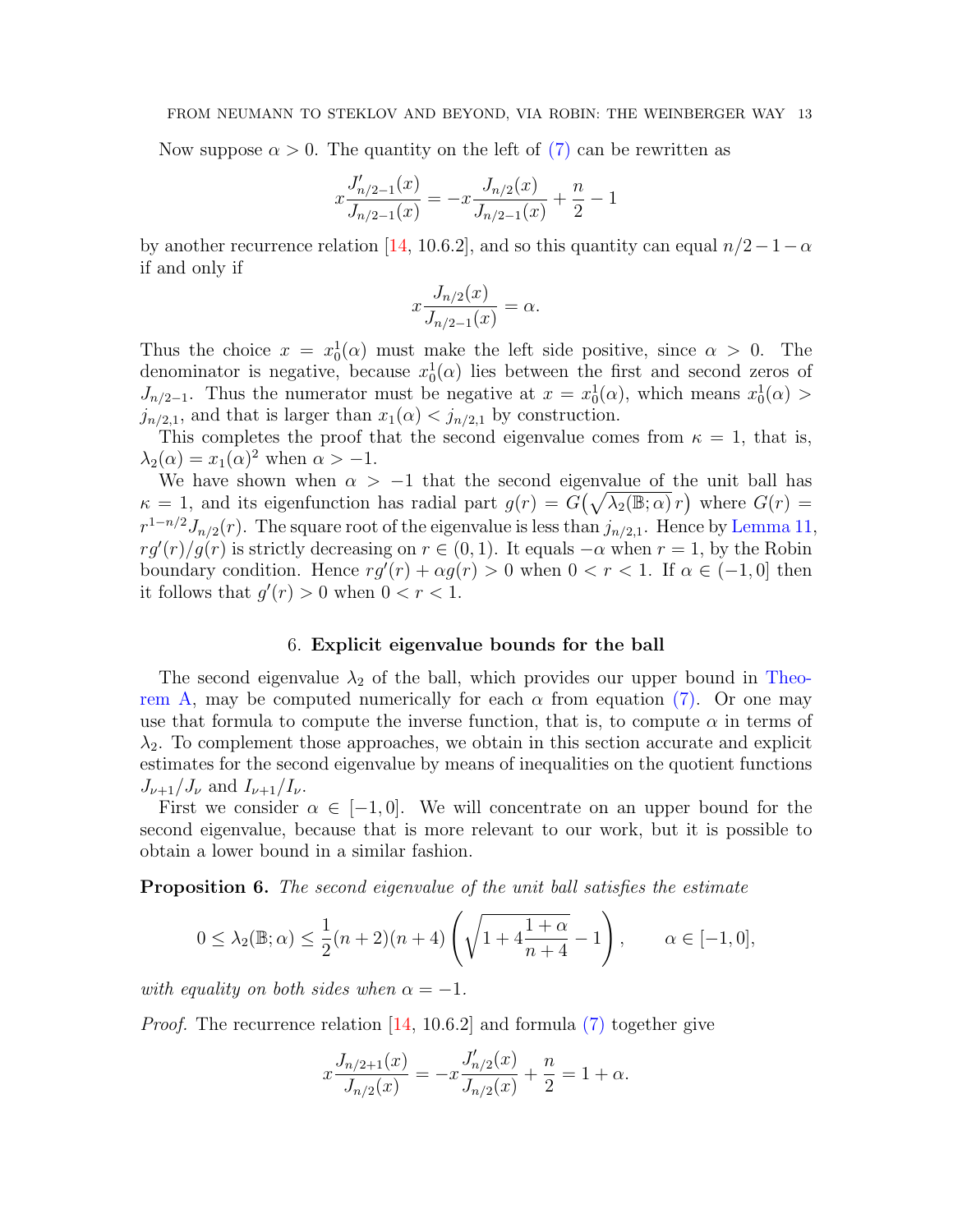Now suppose $\alpha > 0$. The quantity on the left of (7) can be rewritten as

$$x\frac{J'_{n/2-1}(x)}{J_{n/2-1}(x)} = -x\frac{J_{n/2}(x)}{J_{n/2-1}(x)} + \frac{n}{2} - 1$$

by another recurrence relation [14, 10.6.2], and so this quantity can equal $n/2-1-\alpha$ if and only if

$$x\frac{J_{n/2}(x)}{J_{n/2-1}(x)} = \alpha.$$

Thus the choice $x = x_0^1(\alpha)$ must make the left side positive, since $\alpha > 0$. The denominator is negative, because $x_0^1(\alpha)$ lies between the first and second zeros of $J_{n/2-1}$. Thus the numerator must be negative at $x = x_0^1(\alpha)$, which means $x_0^1(\alpha) > j_{n/2,1}$, and that is larger than $x_1(\alpha) < j_{n/2,1}$ by construction.

This completes the proof that the second eigenvalue comes from $\kappa = 1$, that is, $\lambda_2(\alpha) = x_1(\alpha)^2$ when $\alpha > -1$.

We have shown when $\alpha > -1$ that the second eigenvalue of the unit ball has $\kappa = 1$, and its eigenfunction has radial part $g(r) = G\big(\sqrt{\lambda_2(\mathbb{B};\alpha)}\,r\big)$ where $G(r) = r^{1-n/2}J_{n/2}(r)$. The square root of the eigenvalue is less than $j_{n/2,1}$. Hence by Lemma 11, $rg'(r)/g(r)$ is strictly decreasing on $r \in (0,1)$. It equals $-\alpha$ when $r = 1$, by the Robin boundary condition. Hence $rg'(r) + \alpha g(r) > 0$ when $0 < r < 1$. If $\alpha \in (-1, 0]$ then it follows that $g'(r) > 0$ when $0 < r < 1$.

## 6. **Explicit eigenvalue bounds for the ball**

The second eigenvalue $\lambda_2$ of the ball, which provides our upper bound in Theorem A, may be computed numerically for each $\alpha$ from equation (7). Or one may use that formula to compute the inverse function, that is, to compute $\alpha$ in terms of $\lambda_2$. To complement those approaches, we obtain in this section accurate and explicit estimates for the second eigenvalue by means of inequalities on the quotient functions $J_{\nu+1}/J_\nu$ and $I_{\nu+1}/I_\nu$.

First we consider $\alpha \in [-1, 0]$. We will concentrate on an upper bound for the second eigenvalue, because that is more relevant to our work, but it is possible to obtain a lower bound in a similar fashion.

**Proposition 6.** *The second eigenvalue of the unit ball satisfies the estimate*

$$0 \le \lambda_2(\mathbb{B};\alpha) \le \frac{1}{2}(n+2)(n+4)\left(\sqrt{1 + 4\frac{1+\alpha}{n+4}} - 1\right), \qquad \alpha \in [-1, 0],$$

*with equality on both sides when $\alpha = -1$.*

*Proof.* The recurrence relation [14, 10.6.2] and formula (7) together give

$$x\frac{J_{n/2+1}(x)}{J_{n/2}(x)} = -x\frac{J'_{n/2}(x)}{J_{n/2}(x)} + \frac{n}{2} = 1 + \alpha.$$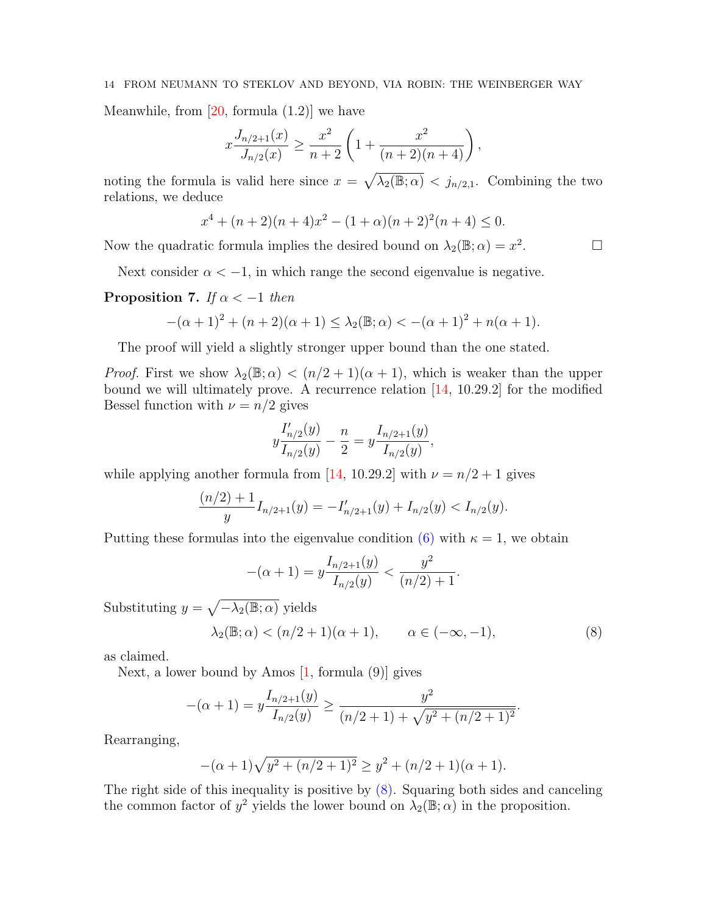Meanwhile, from [20, formula (1.2)] we have

$$x\frac{J_{n/2+1}(x)}{J_{n/2}(x)} \geq \frac{x^2}{n+2}\left(1+\frac{x^2}{(n+2)(n+4)}\right),$$

noting the formula is valid here since $x = \sqrt{\lambda_2(\mathbb{B};\alpha)} < j_{n/2,1}$. Combining the two relations, we deduce

$$x^4 + (n+2)(n+4)x^2 - (1+\alpha)(n+2)^2(n+4) \leq 0.$$

Now the quadratic formula implies the desired bound on $\lambda_2(\mathbb{B};\alpha) = x^2$. ☐

Next consider $\alpha < -1$, in which range the second eigenvalue is negative.

**Proposition 7.** *If $\alpha < -1$ then*

$$-(\alpha+1)^2 + (n+2)(\alpha+1) \leq \lambda_2(\mathbb{B};\alpha) < -(\alpha+1)^2 + n(\alpha+1).$$

The proof will yield a slightly stronger upper bound than the one stated.

*Proof.* First we show $\lambda_2(\mathbb{B};\alpha) < (n/2+1)(\alpha+1)$, which is weaker than the upper bound we will ultimately prove. A recurrence relation [14, 10.29.2] for the modified Bessel function with $\nu = n/2$ gives

$$y\frac{I'_{n/2}(y)}{I_{n/2}(y)} - \frac{n}{2} = y\frac{I_{n/2+1}(y)}{I_{n/2}(y)},$$

while applying another formula from [14, 10.29.2] with $\nu = n/2+1$ gives

$$\frac{(n/2)+1}{y}I_{n/2+1}(y) = -I'_{n/2+1}(y) + I_{n/2}(y) < I_{n/2}(y).$$

Putting these formulas into the eigenvalue condition (6) with $\kappa = 1$, we obtain

$$-(\alpha+1) = y\frac{I_{n/2+1}(y)}{I_{n/2}(y)} < \frac{y^2}{(n/2)+1}.$$

Substituting $y = \sqrt{-\lambda_2(\mathbb{B};\alpha)}$ yields

$$\lambda_2(\mathbb{B};\alpha) < (n/2+1)(\alpha+1), \qquad \alpha \in (-\infty,-1), \tag{8}$$

as claimed.

Next, a lower bound by Amos [1, formula (9)] gives

$$-(\alpha+1) = y\frac{I_{n/2+1}(y)}{I_{n/2}(y)} \geq \frac{y^2}{(n/2+1)+\sqrt{y^2+(n/2+1)^2}}.$$

Rearranging,

$$-(\alpha+1)\sqrt{y^2+(n/2+1)^2} \geq y^2 + (n/2+1)(\alpha+1).$$

The right side of this inequality is positive by (8). Squaring both sides and canceling the common factor of $y^2$ yields the lower bound on $\lambda_2(\mathbb{B};\alpha)$ in the proposition.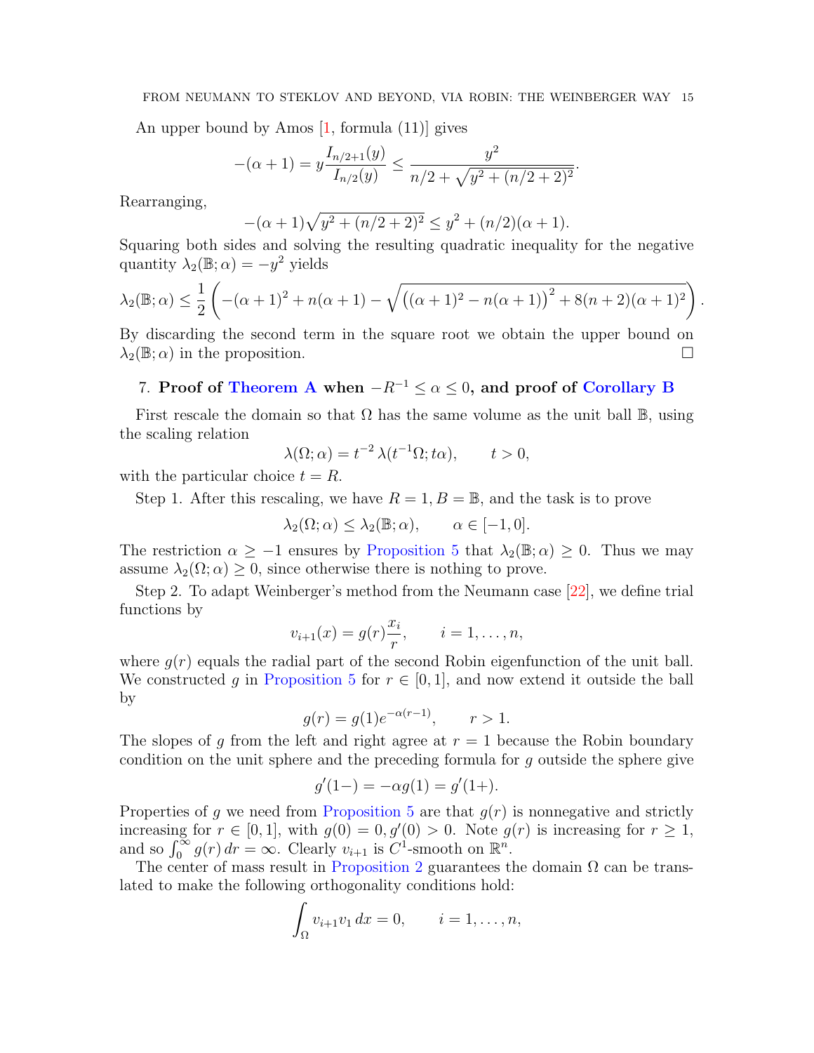An upper bound by Amos [1, formula (11)] gives

$$-(\alpha+1) = y\frac{I_{n/2+1}(y)}{I_{n/2}(y)} \le \frac{y^2}{n/2 + \sqrt{y^2+(n/2+2)^2}}.$$

Rearranging,

$$-(\alpha+1)\sqrt{y^2+(n/2+2)^2} \le y^2 + (n/2)(\alpha+1).$$

Squaring both sides and solving the resulting quadratic inequality for the negative quantity $\lambda_2(\mathbb{B};\alpha) = -y^2$ yields

$$\lambda_2(\mathbb{B};\alpha) \le \frac{1}{2}\left(-(\alpha+1)^2 + n(\alpha+1) - \sqrt{\left((\alpha+1)^2 - n(\alpha+1)\right)^2 + 8(n+2)(\alpha+1)^2}\right).$$

By discarding the second term in the square root we obtain the upper bound on $\lambda_2(\mathbb{B};\alpha)$ in the proposition. $\square$

## 7. Proof of Theorem A when $-R^{-1} \le \alpha \le 0$, and proof of Corollary B

First rescale the domain so that $\Omega$ has the same volume as the unit ball $\mathbb{B}$, using the scaling relation

$$\lambda(\Omega;\alpha) = t^{-2}\,\lambda(t^{-1}\Omega; t\alpha), \qquad t>0,$$

with the particular choice $t = R$.

Step 1. After this rescaling, we have $R = 1, B = \mathbb{B}$, and the task is to prove

$$\lambda_2(\Omega;\alpha) \le \lambda_2(\mathbb{B};\alpha), \qquad \alpha \in [-1,0].$$

The restriction $\alpha \ge -1$ ensures by Proposition 5 that $\lambda_2(\mathbb{B};\alpha) \ge 0$. Thus we may assume $\lambda_2(\Omega;\alpha) \ge 0$, since otherwise there is nothing to prove.

Step 2. To adapt Weinberger's method from the Neumann case [22], we define trial functions by

$$v_{i+1}(x) = g(r)\frac{x_i}{r}, \qquad i = 1,\ldots,n,$$

where $g(r)$ equals the radial part of the second Robin eigenfunction of the unit ball. We constructed $g$ in Proposition 5 for $r \in [0,1]$, and now extend it outside the ball by

$$g(r) = g(1)e^{-\alpha(r-1)}, \qquad r > 1.$$

The slopes of $g$ from the left and right agree at $r = 1$ because the Robin boundary condition on the unit sphere and the preceding formula for $g$ outside the sphere give

$$g'(1-) = -\alpha g(1) = g'(1+).$$

Properties of $g$ we need from Proposition 5 are that $g(r)$ is nonnegative and strictly increasing for $r \in [0,1]$, with $g(0) = 0, g'(0) > 0$. Note $g(r)$ is increasing for $r \ge 1$, and so $\int_0^\infty g(r)\,dr = \infty$. Clearly $v_{i+1}$ is $C^1$-smooth on $\mathbb{R}^n$.

The center of mass result in Proposition 2 guarantees the domain $\Omega$ can be translated to make the following orthogonality conditions hold:

$$\int_\Omega v_{i+1}v_1\,dx = 0, \qquad i = 1,\ldots,n,$$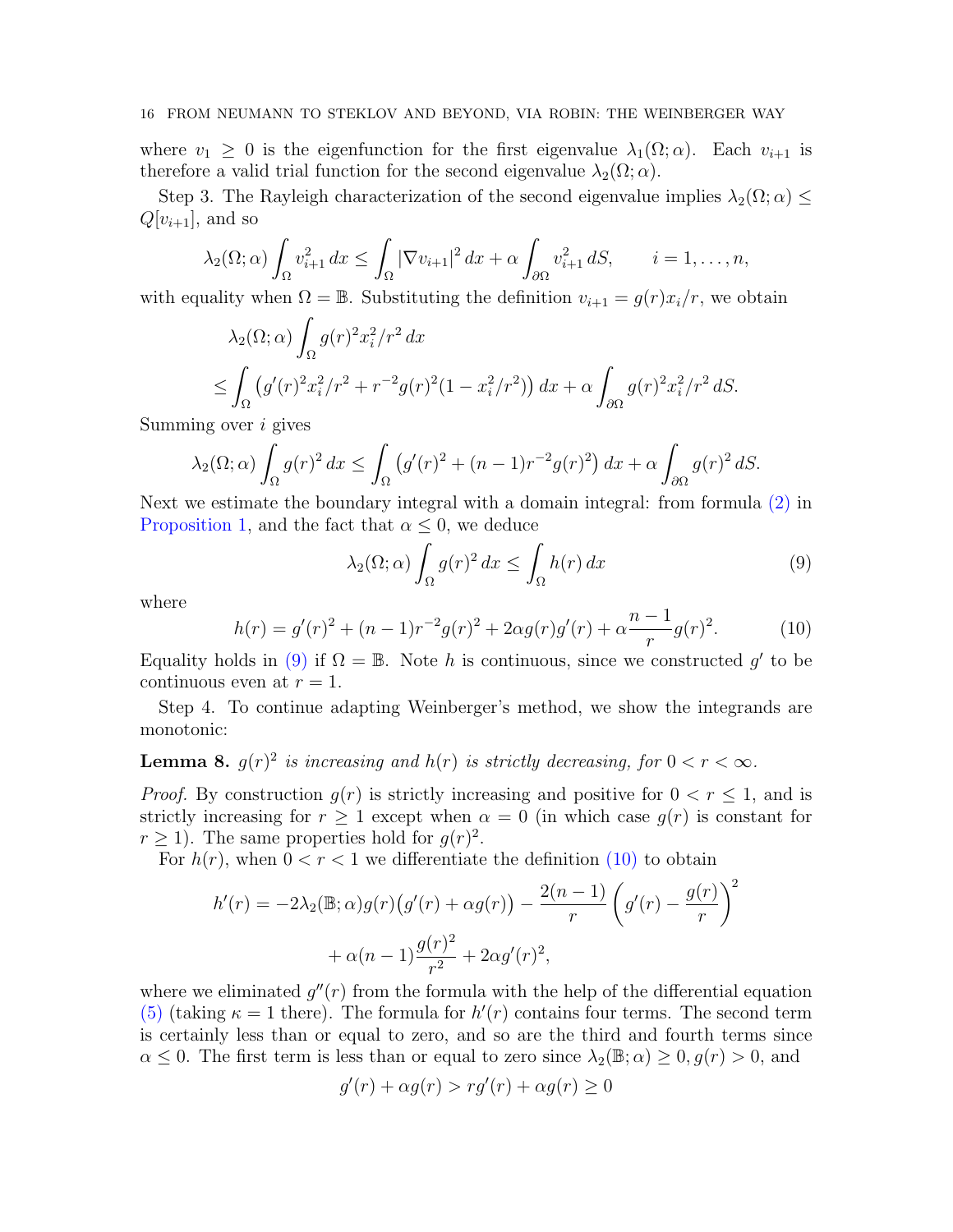where $v_1 \geq 0$ is the eigenfunction for the first eigenvalue $\lambda_1(\Omega;\alpha)$. Each $v_{i+1}$ is therefore a valid trial function for the second eigenvalue $\lambda_2(\Omega;\alpha)$.

Step 3. The Rayleigh characterization of the second eigenvalue implies $\lambda_2(\Omega;\alpha) \leq Q[v_{i+1}]$, and so

$$\lambda_2(\Omega;\alpha)\int_\Omega v_{i+1}^2\,dx \leq \int_\Omega |\nabla v_{i+1}|^2\,dx + \alpha\int_{\partial\Omega} v_{i+1}^2\,dS, \qquad i=1,\ldots,n,$$

with equality when $\Omega = \mathbb{B}$. Substituting the definition $v_{i+1} = g(r)x_i/r$, we obtain

$$\begin{aligned}
&\lambda_2(\Omega;\alpha)\int_\Omega g(r)^2 x_i^2/r^2\,dx \\
&\leq \int_\Omega \big(g'(r)^2 x_i^2/r^2 + r^{-2}g(r)^2(1-x_i^2/r^2)\big)\,dx + \alpha\int_{\partial\Omega} g(r)^2 x_i^2/r^2\,dS.
\end{aligned}$$

Summing over $i$ gives

$$\lambda_2(\Omega;\alpha)\int_\Omega g(r)^2\,dx \leq \int_\Omega \big(g'(r)^2 + (n-1)r^{-2}g(r)^2\big)\,dx + \alpha\int_{\partial\Omega} g(r)^2\,dS.$$

Next we estimate the boundary integral with a domain integral: from formula (2) in Proposition 1, and the fact that $\alpha \leq 0$, we deduce

$$\lambda_2(\Omega;\alpha)\int_\Omega g(r)^2\,dx \leq \int_\Omega h(r)\,dx \tag{9}$$

where

$$h(r) = g'(r)^2 + (n-1)r^{-2}g(r)^2 + 2\alpha g(r)g'(r) + \alpha\frac{n-1}{r}g(r)^2. \tag{10}$$

Equality holds in (9) if $\Omega = \mathbb{B}$. Note $h$ is continuous, since we constructed $g'$ to be continuous even at $r=1$.

Step 4. To continue adapting Weinberger's method, we show the integrands are monotonic:

**Lemma 8.** *$g(r)^2$ is increasing and $h(r)$ is strictly decreasing, for $0 < r < \infty$.*

*Proof.* By construction $g(r)$ is strictly increasing and positive for $0 < r \leq 1$, and is strictly increasing for $r \geq 1$ except when $\alpha = 0$ (in which case $g(r)$ is constant for $r \geq 1$). The same properties hold for $g(r)^2$.

For $h(r)$, when $0 < r < 1$ we differentiate the definition (10) to obtain

$$\begin{aligned}
h'(r) = -2\lambda_2(\mathbb{B};\alpha)g(r)\big(g'(r)+\alpha g(r)\big) - \frac{2(n-1)}{r}\left(g'(r) - \frac{g(r)}{r}\right)^2 \\
+ \alpha(n-1)\frac{g(r)^2}{r^2} + 2\alpha g'(r)^2,
\end{aligned}$$

where we eliminated $g''(r)$ from the formula with the help of the differential equation (5) (taking $\kappa = 1$ there). The formula for $h'(r)$ contains four terms. The second term is certainly less than or equal to zero, and so are the third and fourth terms since $\alpha \leq 0$. The first term is less than or equal to zero since $\lambda_2(\mathbb{B};\alpha) \geq 0, g(r) > 0$, and

$$g'(r) + \alpha g(r) > rg'(r) + \alpha g(r) \geq 0$$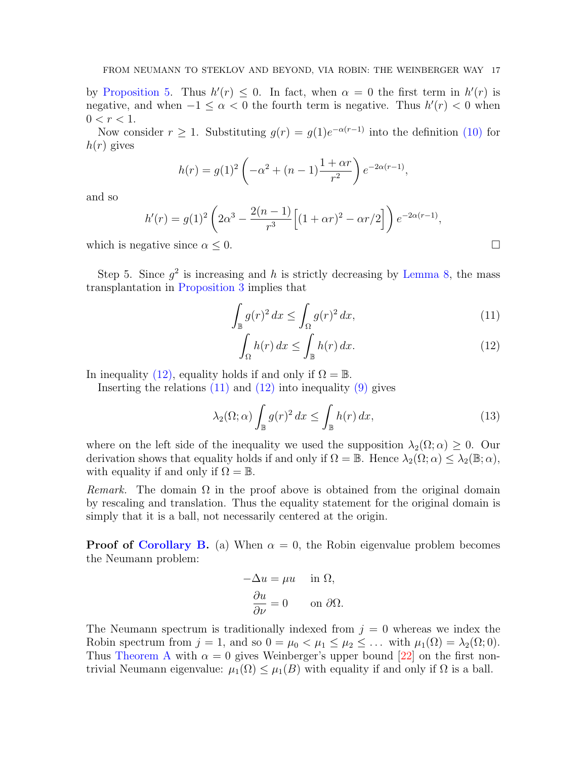by Proposition 5. Thus $h'(r) \le 0$. In fact, when $\alpha = 0$ the first term in $h'(r)$ is negative, and when $-1 \le \alpha < 0$ the fourth term is negative. Thus $h'(r) < 0$ when $0 < r < 1$.

Now consider $r \ge 1$. Substituting $g(r) = g(1)e^{-\alpha(r-1)}$ into the definition (10) for $h(r)$ gives

$$h(r) = g(1)^2 \left( -\alpha^2 + (n-1)\frac{1+\alpha r}{r^2} \right) e^{-2\alpha(r-1)},$$

and so

$$h'(r) = g(1)^2 \left( 2\alpha^3 - \frac{2(n-1)}{r^3}\Big[(1+\alpha r)^2 - \alpha r/2\Big] \right) e^{-2\alpha(r-1)},$$

which is negative since $\alpha \le 0$. $\square$

Step 5. Since $g^2$ is increasing and $h$ is strictly decreasing by Lemma 8, the mass transplantation in Proposition 3 implies that

$$\int_{\mathbb{B}} g(r)^2 \, dx \le \int_{\Omega} g(r)^2 \, dx, \tag{11}$$

$$\int_{\Omega} h(r) \, dx \le \int_{\mathbb{B}} h(r) \, dx. \tag{12}$$

In inequality (12), equality holds if and only if $\Omega = \mathbb{B}$.

Inserting the relations (11) and (12) into inequality (9) gives

$$\lambda_2(\Omega; \alpha) \int_{\mathbb{B}} g(r)^2 \, dx \le \int_{\mathbb{B}} h(r) \, dx, \tag{13}$$

where on the left side of the inequality we used the supposition $\lambda_2(\Omega; \alpha) \ge 0$. Our derivation shows that equality holds if and only if $\Omega = \mathbb{B}$. Hence $\lambda_2(\Omega; \alpha) \le \lambda_2(\mathbb{B}; \alpha)$, with equality if and only if $\Omega = \mathbb{B}$.

*Remark.* The domain $\Omega$ in the proof above is obtained from the original domain by rescaling and translation. Thus the equality statement for the original domain is simply that it is a ball, not necessarily centered at the origin.

**Proof of Corollary B.** (a) When $\alpha = 0$, the Robin eigenvalue problem becomes the Neumann problem:

$$\begin{aligned} -\Delta u &= \mu u \quad \text{in } \Omega, \\ \frac{\partial u}{\partial \nu} &= 0 \qquad \text{on } \partial\Omega. \end{aligned}$$

The Neumann spectrum is traditionally indexed from $j = 0$ whereas we index the Robin spectrum from $j = 1$, and so $0 = \mu_0 < \mu_1 \le \mu_2 \le \dots$ with $\mu_1(\Omega) = \lambda_2(\Omega; 0)$. Thus Theorem A with $\alpha = 0$ gives Weinberger's upper bound [22] on the first non-trivial Neumann eigenvalue: $\mu_1(\Omega) \le \mu_1(B)$ with equality if and only if $\Omega$ is a ball.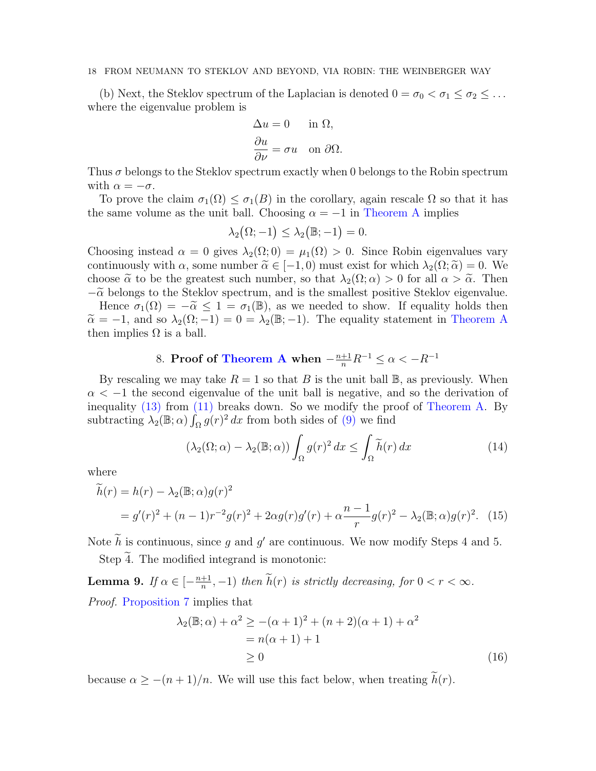(b) Next, the Steklov spectrum of the Laplacian is denoted $0 = \sigma_0 < \sigma_1 \leq \sigma_2 \leq \dots$ where the eigenvalue problem is

$$\Delta u = 0 \quad \text{in } \Omega,$$
$$\frac{\partial u}{\partial \nu} = \sigma u \quad \text{on } \partial\Omega.$$

Thus $\sigma$ belongs to the Steklov spectrum exactly when 0 belongs to the Robin spectrum with $\alpha = -\sigma$.

To prove the claim $\sigma_1(\Omega) \leq \sigma_1(B)$ in the corollary, again rescale $\Omega$ so that it has the same volume as the unit ball. Choosing $\alpha = -1$ in Theorem A implies

$$\lambda_2(\Omega; -1) \leq \lambda_2(\mathbb{B}; -1) = 0.$$

Choosing instead $\alpha = 0$ gives $\lambda_2(\Omega; 0) = \mu_1(\Omega) > 0$. Since Robin eigenvalues vary continuously with $\alpha$, some number $\widetilde{\alpha} \in [-1, 0)$ must exist for which $\lambda_2(\Omega; \widetilde{\alpha}) = 0$. We choose $\widetilde{\alpha}$ to be the greatest such number, so that $\lambda_2(\Omega; \alpha) > 0$ for all $\alpha > \widetilde{\alpha}$. Then $-\widetilde{\alpha}$ belongs to the Steklov spectrum, and is the smallest positive Steklov eigenvalue.

Hence $\sigma_1(\Omega) = -\widetilde{\alpha} \leq 1 = \sigma_1(\mathbb{B})$, as we needed to show. If equality holds then $\widetilde{\alpha} = -1$, and so $\lambda_2(\Omega; -1) = 0 = \lambda_2(\mathbb{B}; -1)$. The equality statement in Theorem A then implies $\Omega$ is a ball.

## 8. Proof of Theorem A when $-\frac{n+1}{n} R^{-1} \leq \alpha < -R^{-1}$

By rescaling we may take $R = 1$ so that $B$ is the unit ball $\mathbb{B}$, as previously. When $\alpha < -1$ the second eigenvalue of the unit ball is negative, and so the derivation of inequality (13) from (11) breaks down. So we modify the proof of Theorem A. By subtracting $\lambda_2(\mathbb{B}; \alpha) \int_\Omega g(r)^2 \, dx$ from both sides of (9) we find

$$(\lambda_2(\Omega; \alpha) - \lambda_2(\mathbb{B}; \alpha)) \int_\Omega g(r)^2 \, dx \leq \int_\Omega \widetilde{h}(r) \, dx \tag{14}$$

where

$$\begin{aligned}
\widetilde{h}(r) &= h(r) - \lambda_2(\mathbb{B}; \alpha) g(r)^2 \\
&= g'(r)^2 + (n-1) r^{-2} g(r)^2 + 2\alpha g(r) g'(r) + \alpha \frac{n-1}{r} g(r)^2 - \lambda_2(\mathbb{B}; \alpha) g(r)^2. \quad (15)
\end{aligned}$$

Note $\widetilde{h}$ is continuous, since $g$ and $g'$ are continuous. We now modify Steps 4 and 5.

Step $\widetilde{4}$. The modified integrand is monotonic:

**Lemma 9.** *If $\alpha \in [-\frac{n+1}{n}, -1)$ then $\widetilde{h}(r)$ is strictly decreasing, for $0 < r < \infty$.*

*Proof.* Proposition 7 implies that

$$\begin{aligned}
\lambda_2(\mathbb{B}; \alpha) + \alpha^2 &\geq -(\alpha+1)^2 + (n+2)(\alpha+1) + \alpha^2 \\
&= n(\alpha+1) + 1 \\
&\geq 0 \qquad (16)
\end{aligned}$$

because $\alpha \geq -(n+1)/n$. We will use this fact below, when treating $\widetilde{h}(r)$.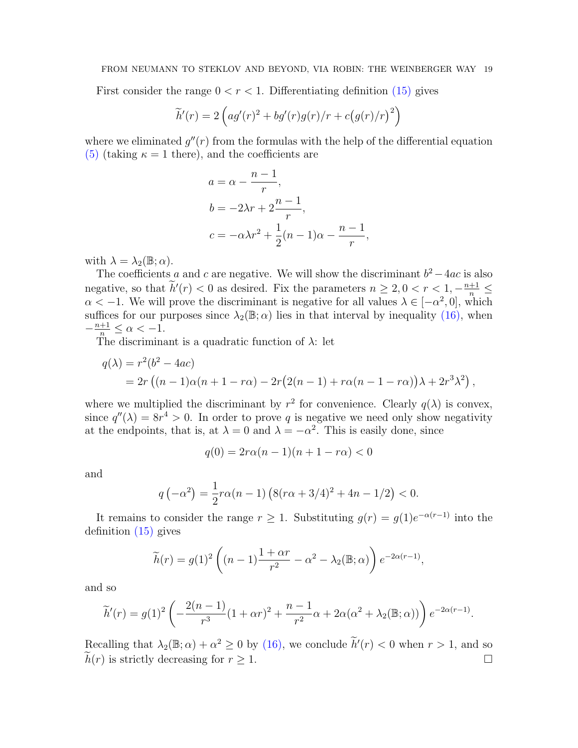First consider the range $0 < r < 1$. Differentiating definition (15) gives

$$\widetilde{h}'(r) = 2\left(ag'(r)^2 + bg'(r)g(r)/r + c\big(g(r)/r\big)^2\right)$$

where we eliminated $g''(r)$ from the formulas with the help of the differential equation (5) (taking $\kappa = 1$ there), and the coefficients are

$$\begin{aligned}
a &= \alpha - \frac{n-1}{r}, \\
b &= -2\lambda r + 2\frac{n-1}{r}, \\
c &= -\alpha\lambda r^2 + \frac{1}{2}(n-1)\alpha - \frac{n-1}{r},
\end{aligned}$$

with $\lambda = \lambda_2(\mathbb{B}; \alpha)$.

The coefficients $a$ and $c$ are negative. We will show the discriminant $b^2 - 4ac$ is also negative, so that $\widetilde{h}'(r) < 0$ as desired. Fix the parameters $n \geq 2, 0 < r < 1, -\frac{n+1}{n} \leq \alpha < -1$. We will prove the discriminant is negative for all values $\lambda \in [-\alpha^2, 0]$, which suffices for our purposes since $\lambda_2(\mathbb{B}; \alpha)$ lies in that interval by inequality (16), when $-\frac{n+1}{n} \leq \alpha < -1$.

The discriminant is a quadratic function of $\lambda$: let

$$\begin{aligned}
q(\lambda) &= r^2(b^2 - 4ac) \\
&= 2r\left((n-1)\alpha(n+1-r\alpha) - 2r\big(2(n-1) + r\alpha(n-1-r\alpha)\big)\lambda + 2r^3\lambda^2\right),
\end{aligned}$$

where we multiplied the discriminant by $r^2$ for convenience. Clearly $q(\lambda)$ is convex, since $q''(\lambda) = 8r^4 > 0$. In order to prove $q$ is negative we need only show negativity at the endpoints, that is, at $\lambda = 0$ and $\lambda = -\alpha^2$. This is easily done, since

$$q(0) = 2r\alpha(n-1)(n+1-r\alpha) < 0$$

and

$$q\left(-\alpha^2\right) = \frac{1}{2}r\alpha(n-1)\left(8(r\alpha + 3/4)^2 + 4n - 1/2\right) < 0.$$

It remains to consider the range $r \geq 1$. Substituting $g(r) = g(1)e^{-\alpha(r-1)}$ into the definition (15) gives

$$\widetilde{h}(r) = g(1)^2\left((n-1)\frac{1+\alpha r}{r^2} - \alpha^2 - \lambda_2(\mathbb{B}; \alpha)\right)e^{-2\alpha(r-1)},$$

and so

$$\widetilde{h}'(r) = g(1)^2\left(-\frac{2(n-1)}{r^3}(1+\alpha r)^2 + \frac{n-1}{r^2}\alpha + 2\alpha(\alpha^2 + \lambda_2(\mathbb{B}; \alpha))\right)e^{-2\alpha(r-1)}.$$

Recalling that $\lambda_2(\mathbb{B}; \alpha) + \alpha^2 \geq 0$ by (16), we conclude $\widetilde{h}'(r) < 0$ when $r > 1$, and so $\widetilde{h}(r)$ is strictly decreasing for $r \geq 1$. $\square$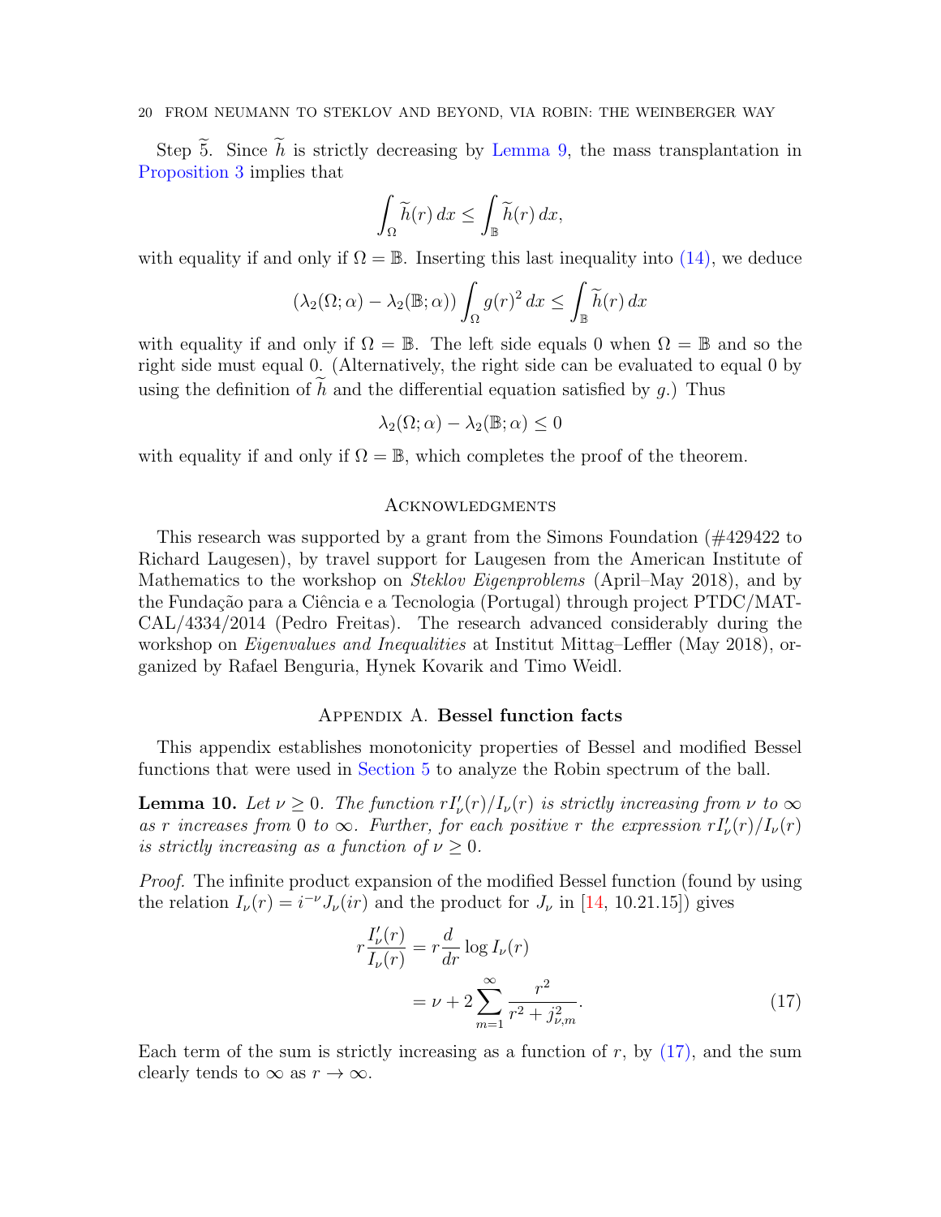Step $\widetilde{5}$. Since $\widetilde{h}$ is strictly decreasing by Lemma 9, the mass transplantation in Proposition 3 implies that

$$\int_\Omega \widetilde{h}(r)\,dx \le \int_{\mathbb{B}} \widetilde{h}(r)\,dx,$$

with equality if and only if $\Omega = \mathbb{B}$. Inserting this last inequality into (14), we deduce

$$(\lambda_2(\Omega;\alpha) - \lambda_2(\mathbb{B};\alpha)) \int_\Omega g(r)^2\,dx \le \int_{\mathbb{B}} \widetilde{h}(r)\,dx$$

with equality if and only if $\Omega = \mathbb{B}$. The left side equals 0 when $\Omega = \mathbb{B}$ and so the right side must equal 0. (Alternatively, the right side can be evaluated to equal 0 by using the definition of $\widetilde{h}$ and the differential equation satisfied by $g$.) Thus

$$\lambda_2(\Omega;\alpha) - \lambda_2(\mathbb{B};\alpha) \le 0$$

with equality if and only if $\Omega = \mathbb{B}$, which completes the proof of the theorem.

## Acknowledgments

This research was supported by a grant from the Simons Foundation (#429422 to Richard Laugesen), by travel support for Laugesen from the American Institute of Mathematics to the workshop on *Steklov Eigenproblems* (April–May 2018), and by the Fundação para a Ciência e a Tecnologia (Portugal) through project PTDC/MAT-CAL/4334/2014 (Pedro Freitas). The research advanced considerably during the workshop on *Eigenvalues and Inequalities* at Institut Mittag–Leffler (May 2018), organized by Rafael Benguria, Hynek Kovarik and Timo Weidl.

## Appendix A. Bessel function facts

This appendix establishes monotonicity properties of Bessel and modified Bessel functions that were used in Section 5 to analyze the Robin spectrum of the ball.

**Lemma 10.** *Let $\nu \ge 0$. The function $rI'_\nu(r)/I_\nu(r)$ is strictly increasing from $\nu$ to $\infty$ as $r$ increases from 0 to $\infty$. Further, for each positive $r$ the expression $rI'_\nu(r)/I_\nu(r)$ is strictly increasing as a function of $\nu \ge 0$.*

*Proof.* The infinite product expansion of the modified Bessel function (found by using the relation $I_\nu(r) = i^{-\nu} J_\nu(ir)$ and the product for $J_\nu$ in [14, 10.21.15]) gives

$$\begin{aligned} r\frac{I'_\nu(r)}{I_\nu(r)} &= r\frac{d}{dr}\log I_\nu(r) \\ &= \nu + 2\sum_{m=1}^{\infty} \frac{r^2}{r^2 + j_{\nu,m}^2}. \end{aligned} \tag{17}$$

Each term of the sum is strictly increasing as a function of $r$, by (17), and the sum clearly tends to $\infty$ as $r \to \infty$.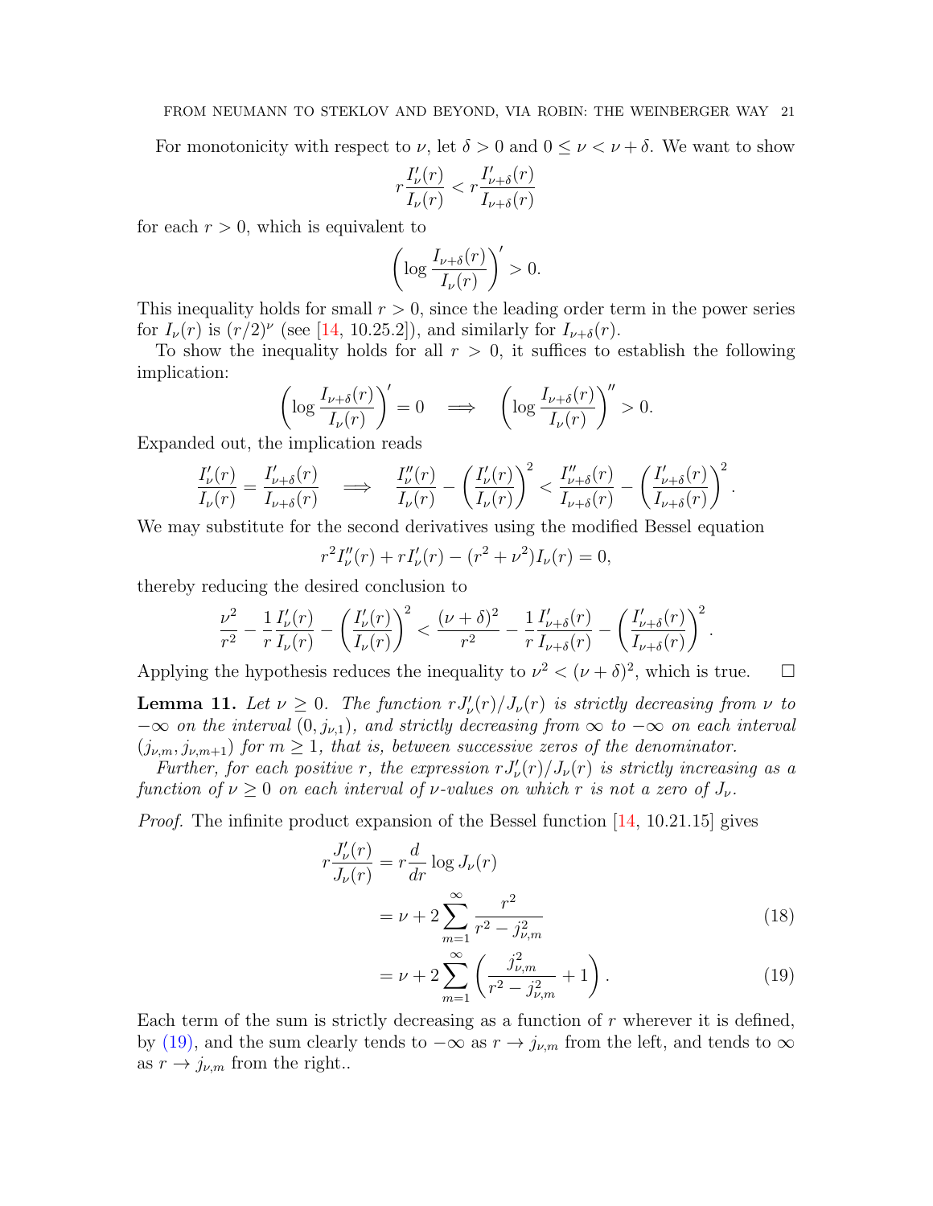For monotonicity with respect to $\nu$, let $\delta > 0$ and $0 \le \nu < \nu + \delta$. We want to show

$$r\frac{I'_\nu(r)}{I_\nu(r)} < r\frac{I'_{\nu+\delta}(r)}{I_{\nu+\delta}(r)}$$

for each $r > 0$, which is equivalent to

$$\left(\log \frac{I_{\nu+\delta}(r)}{I_\nu(r)}\right)' > 0.$$

This inequality holds for small $r > 0$, since the leading order term in the power series for $I_\nu(r)$ is $(r/2)^\nu$ (see [14, 10.25.2]), and similarly for $I_{\nu+\delta}(r)$.

To show the inequality holds for all $r > 0$, it suffices to establish the following implication:

$$\left(\log \frac{I_{\nu+\delta}(r)}{I_\nu(r)}\right)' = 0 \quad \Longrightarrow \quad \left(\log \frac{I_{\nu+\delta}(r)}{I_\nu(r)}\right)'' > 0.$$

Expanded out, the implication reads

$$\frac{I'_\nu(r)}{I_\nu(r)} = \frac{I'_{\nu+\delta}(r)}{I_{\nu+\delta}(r)} \quad \Longrightarrow \quad \frac{I''_\nu(r)}{I_\nu(r)} - \left(\frac{I'_\nu(r)}{I_\nu(r)}\right)^2 < \frac{I''_{\nu+\delta}(r)}{I_{\nu+\delta}(r)} - \left(\frac{I'_{\nu+\delta}(r)}{I_{\nu+\delta}(r)}\right)^2.$$

We may substitute for the second derivatives using the modified Bessel equation

$$r^2 I''_\nu(r) + r I'_\nu(r) - (r^2 + \nu^2) I_\nu(r) = 0,$$

thereby reducing the desired conclusion to

$$\frac{\nu^2}{r^2} - \frac{1}{r}\frac{I'_\nu(r)}{I_\nu(r)} - \left(\frac{I'_\nu(r)}{I_\nu(r)}\right)^2 < \frac{(\nu+\delta)^2}{r^2} - \frac{1}{r}\frac{I'_{\nu+\delta}(r)}{I_{\nu+\delta}(r)} - \left(\frac{I'_{\nu+\delta}(r)}{I_{\nu+\delta}(r)}\right)^2.$$

Applying the hypothesis reduces the inequality to $\nu^2 < (\nu+\delta)^2$, which is true. $\square$

**Lemma 11.** *Let $\nu \ge 0$. The function $rJ'_\nu(r)/J_\nu(r)$ is strictly decreasing from $\nu$ to $-\infty$ on the interval $(0, j_{\nu,1})$, and strictly decreasing from $\infty$ to $-\infty$ on each interval $(j_{\nu,m}, j_{\nu,m+1})$ for $m \ge 1$, that is, between successive zeros of the denominator.*

*Further, for each positive $r$, the expression $rJ'_\nu(r)/J_\nu(r)$ is strictly increasing as a function of $\nu \ge 0$ on each interval of $\nu$-values on which $r$ is not a zero of $J_\nu$.*

*Proof.* The infinite product expansion of the Bessel function [14, 10.21.15] gives

$$\begin{aligned}
r\frac{J'_\nu(r)}{J_\nu(r)} &= r\frac{d}{dr}\log J_\nu(r) \\
&= \nu + 2\sum_{m=1}^{\infty} \frac{r^2}{r^2 - j_{\nu,m}^2} &(18)\\
&= \nu + 2\sum_{m=1}^{\infty} \left(\frac{j_{\nu,m}^2}{r^2 - j_{\nu,m}^2} + 1\right). &(19)
\end{aligned}$$

Each term of the sum is strictly decreasing as a function of $r$ wherever it is defined, by (19), and the sum clearly tends to $-\infty$ as $r \to j_{\nu,m}$ from the left, and tends to $\infty$ as $r \to j_{\nu,m}$ from the right..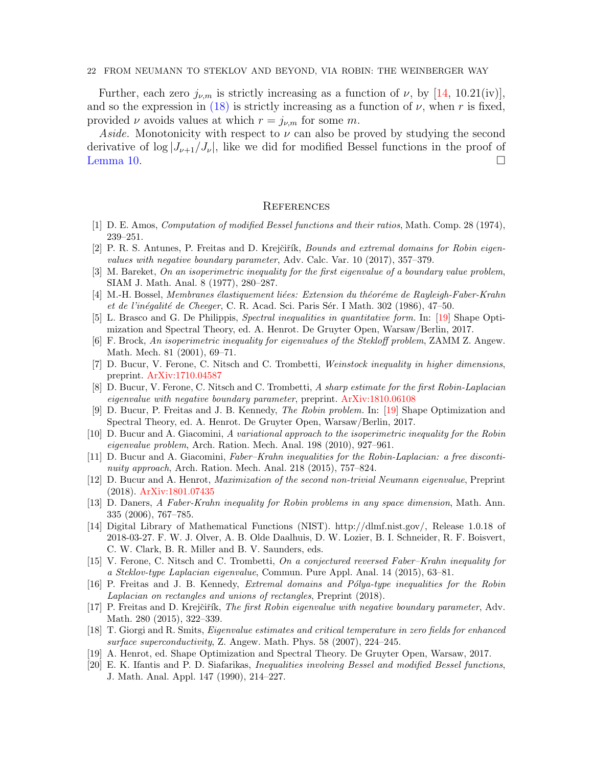Further, each zero $j_{\nu,m}$ is strictly increasing as a function of $\nu$, by [14, 10.21(iv)], and so the expression in (18) is strictly increasing as a function of $\nu$, when $r$ is fixed, provided $\nu$ avoids values at which $r = j_{\nu,m}$ for some $m$.

*Aside.* Monotonicity with respect to $\nu$ can also be proved by studying the second derivative of $\log |J_{\nu+1}/J_\nu|$, like we did for modified Bessel functions in the proof of Lemma 10. □

## References

[1] D. E. Amos, *Computation of modified Bessel functions and their ratios*, Math. Comp. 28 (1974), 239–251.

[2] P. R. S. Antunes, P. Freitas and D. Krejčiřík, *Bounds and extremal domains for Robin eigenvalues with negative boundary parameter*, Adv. Calc. Var. 10 (2017), 357–379.

[3] M. Bareket, *On an isoperimetric inequality for the first eigenvalue of a boundary value problem*, SIAM J. Math. Anal. 8 (1977), 280–287.

[4] M.-H. Bossel, *Membranes élastiquement liées: Extension du théoréme de Rayleigh-Faber-Krahn et de l'inégalité de Cheeger*, C. R. Acad. Sci. Paris Sér. I Math. 302 (1986), 47–50.

[5] L. Brasco and G. De Philippis, *Spectral inequalities in quantitative form.* In: [19] Shape Optimization and Spectral Theory, ed. A. Henrot. De Gruyter Open, Warsaw/Berlin, 2017.

[6] F. Brock, *An isoperimetric inequality for eigenvalues of the Stekloff problem*, ZAMM Z. Angew. Math. Mech. 81 (2001), 69–71.

[7] D. Bucur, V. Ferone, C. Nitsch and C. Trombetti, *Weinstock inequality in higher dimensions*, preprint. ArXiv:1710.04587

[8] D. Bucur, V. Ferone, C. Nitsch and C. Trombetti, *A sharp estimate for the first Robin-Laplacian eigenvalue with negative boundary parameter*, preprint. ArXiv:1810.06108

[9] D. Bucur, P. Freitas and J. B. Kennedy, *The Robin problem.* In: [19] Shape Optimization and Spectral Theory, ed. A. Henrot. De Gruyter Open, Warsaw/Berlin, 2017.

[10] D. Bucur and A. Giacomini, *A variational approach to the isoperimetric inequality for the Robin eigenvalue problem*, Arch. Ration. Mech. Anal. 198 (2010), 927–961.

[11] D. Bucur and A. Giacomini, *Faber–Krahn inequalities for the Robin-Laplacian: a free discontinuity approach*, Arch. Ration. Mech. Anal. 218 (2015), 757–824.

[12] D. Bucur and A. Henrot, *Maximization of the second non-trivial Neumann eigenvalue*, Preprint (2018). ArXiv:1801.07435

[13] D. Daners, *A Faber-Krahn inequality for Robin problems in any space dimension*, Math. Ann. 335 (2006), 767–785.

[14] Digital Library of Mathematical Functions (NIST). http://dlmf.nist.gov/, Release 1.0.18 of 2018-03-27. F. W. J. Olver, A. B. Olde Daalhuis, D. W. Lozier, B. I. Schneider, R. F. Boisvert, C. W. Clark, B. R. Miller and B. V. Saunders, eds.

[15] V. Ferone, C. Nitsch and C. Trombetti, *On a conjectured reversed Faber–Krahn inequality for a Steklov-type Laplacian eigenvalue*, Commun. Pure Appl. Anal. 14 (2015), 63–81.

[16] P. Freitas and J. B. Kennedy, *Extremal domains and Pólya-type inequalities for the Robin Laplacian on rectangles and unions of rectangles*, Preprint (2018).

[17] P. Freitas and D. Krejčiřík, *The first Robin eigenvalue with negative boundary parameter*, Adv. Math. 280 (2015), 322–339.

[18] T. Giorgi and R. Smits, *Eigenvalue estimates and critical temperature in zero fields for enhanced surface superconductivity*, Z. Angew. Math. Phys. 58 (2007), 224–245.

[19] A. Henrot, ed. Shape Optimization and Spectral Theory. De Gruyter Open, Warsaw, 2017.

[20] E. K. Ifantis and P. D. Siafarikas, *Inequalities involving Bessel and modified Bessel functions*, J. Math. Anal. Appl. 147 (1990), 214–227.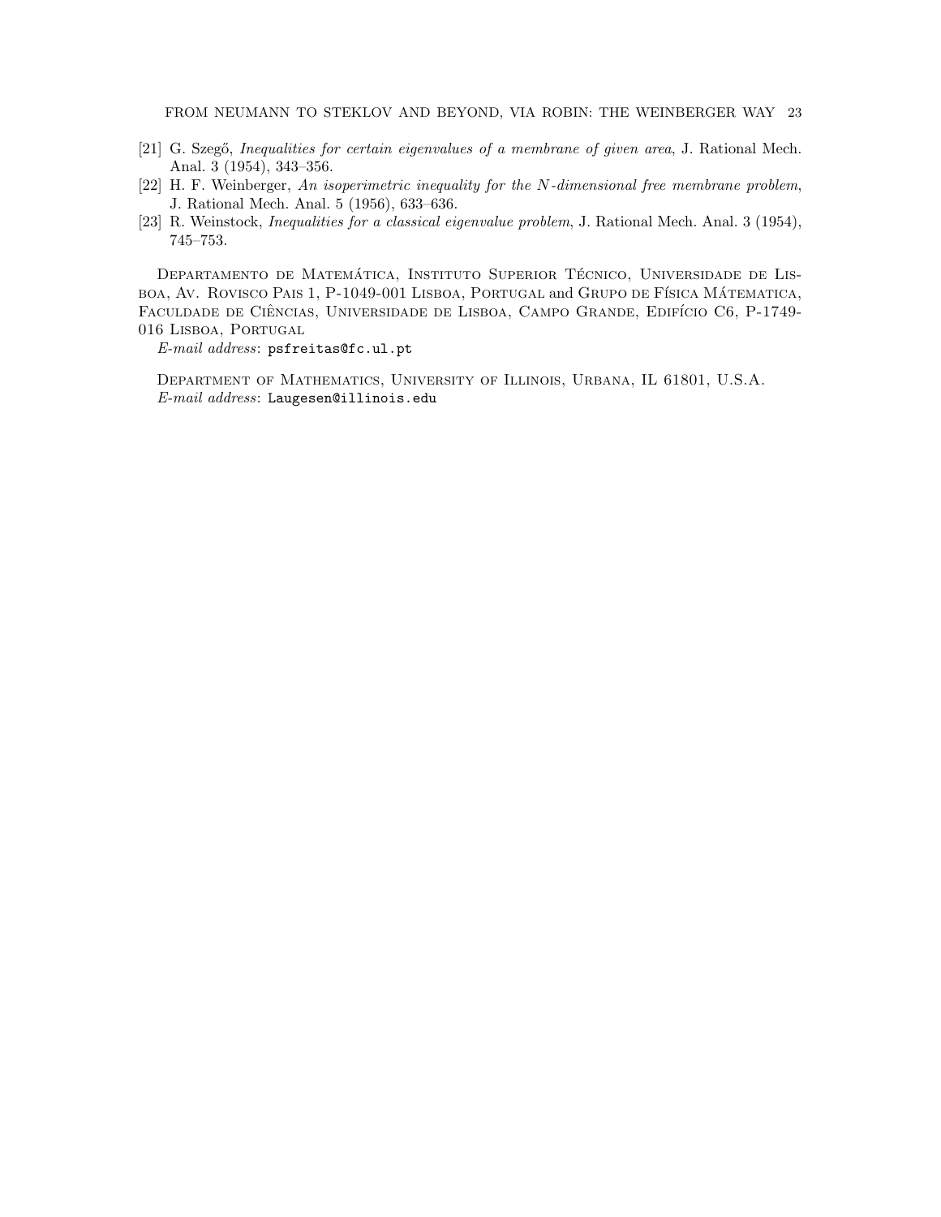[21] G. Szegő, *Inequalities for certain eigenvalues of a membrane of given area*, J. Rational Mech. Anal. 3 (1954), 343–356.

[22] H. F. Weinberger, *An isoperimetric inequality for the $N$-dimensional free membrane problem*, J. Rational Mech. Anal. 5 (1956), 633–636.

[23] R. Weinstock, *Inequalities for a classical eigenvalue problem*, J. Rational Mech. Anal. 3 (1954), 745–753.

Departamento de Matemática, Instituto Superior Técnico, Universidade de Lisboa, Av. Rovisco Pais 1, P-1049-001 Lisboa, Portugal and Grupo de Física Mátematica, Faculdade de Ciências, Universidade de Lisboa, Campo Grande, Edifício C6, P-1749-016 Lisboa, Portugal

*E-mail address*: `psfreitas@fc.ul.pt`

Department of Mathematics, University of Illinois, Urbana, IL 61801, U.S.A.

*E-mail address*: `Laugesen@illinois.edu`